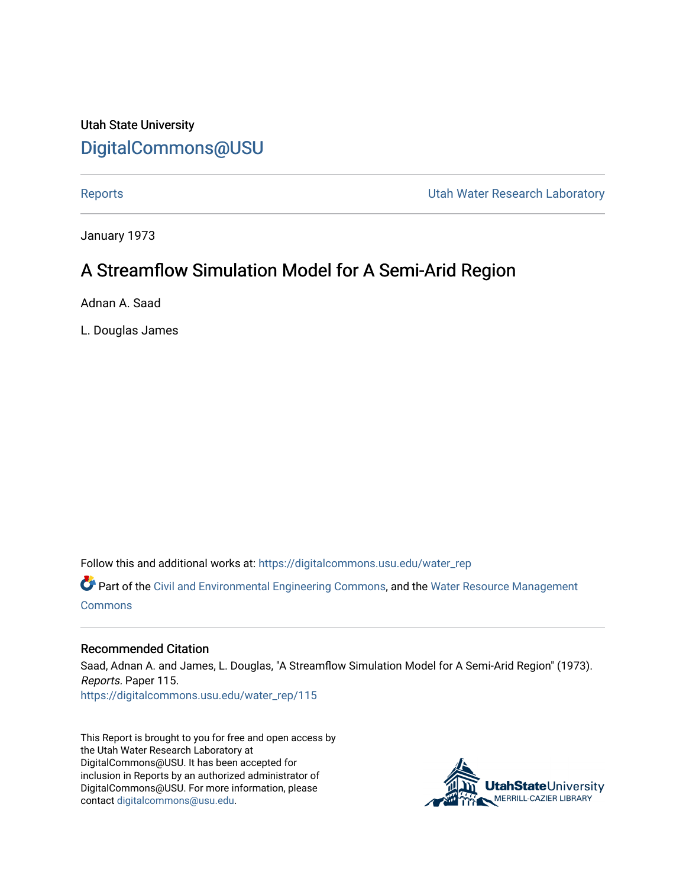Utah State University

# DigitalCommons@USU

Reports | Utah Water Research Laboratory

January 1973

## A Streamflow Simulation Model for A Semi-Arid Region

Adnan A. Saad

L. Douglas James

Follow this and additional works at: https://digitalcommons.usu.edu/water_rep

Part of the Civil and Environmental Engineering Commons, and the Water Resource Management Commons

### Recommended Citation

Saad, Adnan A. and James, L. Douglas, "A Streamflow Simulation Model for A Semi-Arid Region" (1973). *Reports.* Paper 115.
https://digitalcommons.usu.edu/water_rep/115

This Report is brought to you for free and open access by the Utah Water Research Laboratory at DigitalCommons@USU. It has been accepted for inclusion in Reports by an authorized administrator of DigitalCommons@USU. For more information, please contact digitalcommons@usu.edu.

UtahStateUniversity MERRILL-CAZIER LIBRARY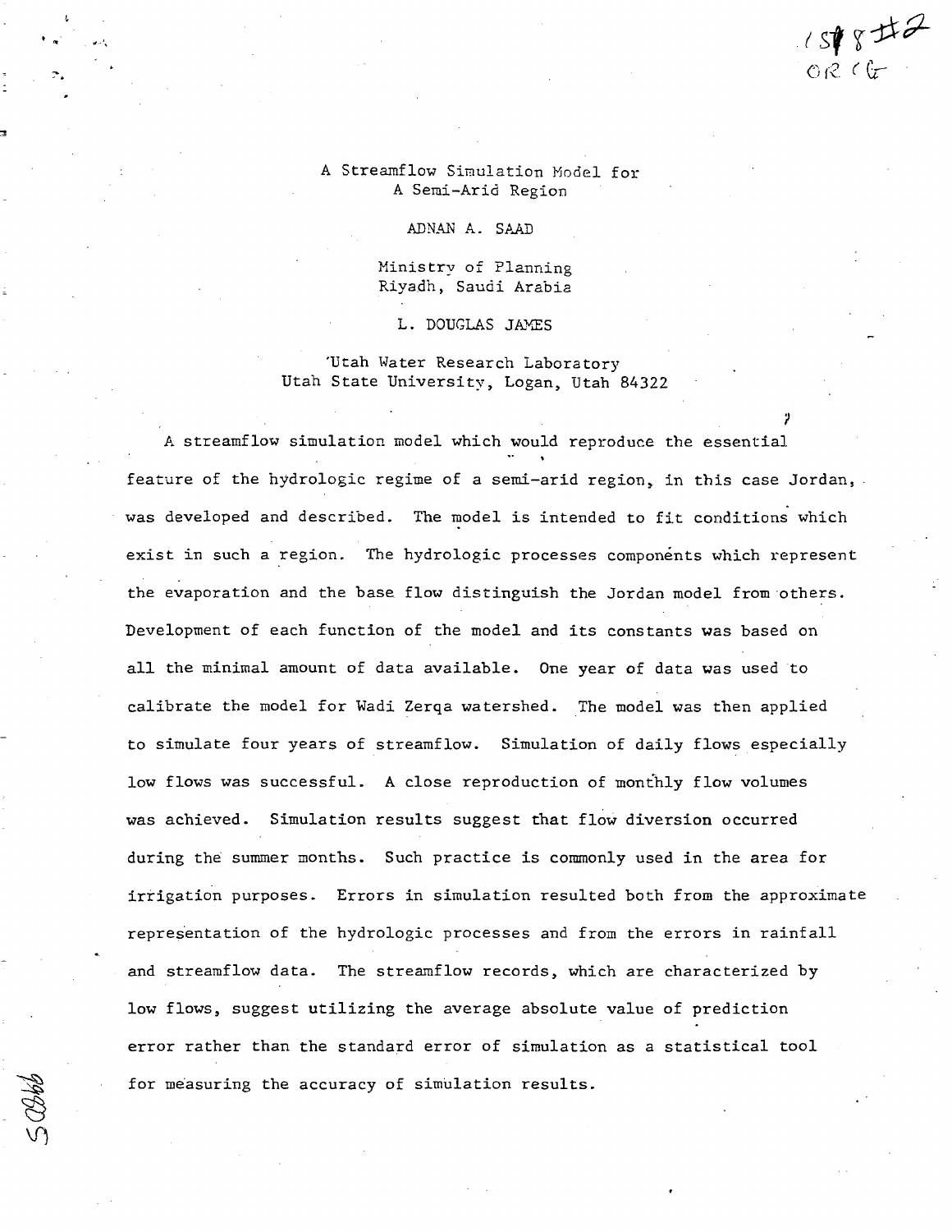# A Streamflow Simulation Model for A Semi-Arid Region

ADNAN A. SAAD

Ministry of Planning
Riyadh, Saudi Arabia

L. DOUGLAS JAMES

Utah Water Research Laboratory
Utah State University, Logan, Utah 84322

A streamflow simulation model which would reproduce the essential feature of the hydrologic regime of a semi-arid region, in this case Jordan, was developed and described. The model is intended to fit conditions which exist in such a region. The hydrologic processes components which represent the evaporation and the base flow distinguish the Jordan model from others. Development of each function of the model and its constants was based on all the minimal amount of data available. One year of data was used to calibrate the model for Wadi Zerqa watershed. The model was then applied to simulate four years of streamflow. Simulation of daily flows especially low flows was successful. A close reproduction of monthly flow volumes was achieved. Simulation results suggest that flow diversion occurred during the summer months. Such practice is commonly used in the area for irrigation purposes. Errors in simulation resulted both from the approximate representation of the hydrologic processes and from the errors in rainfall and streamflow data. The streamflow records, which are characterized by low flows, suggest utilizing the average absolute value of prediction error rather than the standard error of simulation as a statistical tool for measuring the accuracy of simulation results.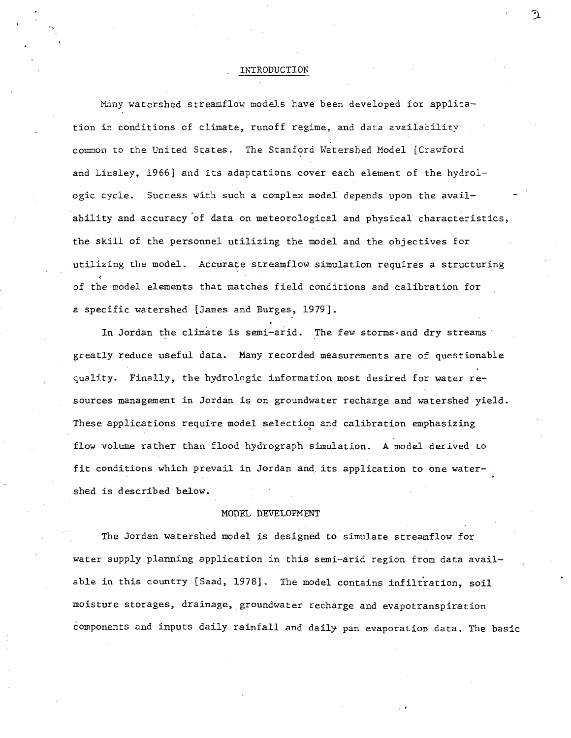## INTRODUCTION

Many watershed streamflow models have been developed for application in conditions of climate, runoff regime, and data availability common to the United States. The Stanford Watershed Model [Crawford and Linsley, 1966] and its adaptations cover each element of the hydrologic cycle. Success with such a complex model depends upon the availability and accuracy of data on meteorological and physical characteristics, the skill of the personnel utilizing the model and the objectives for utilizing the model. Accurate streamflow simulation requires a structuring of the model elements that matches field conditions and calibration for a specific watershed [James and Burges, 1979].

In Jordan the climate is semi-arid. The few storms and dry streams greatly reduce useful data. Many recorded measurements are of questionable quality. Finally, the hydrologic information most desired for water resources management in Jordan is on groundwater recharge and watershed yield. These applications require model selection and calibration emphasizing flow volume rather than flood hydrograph simulation. A model derived to fit conditions which prevail in Jordan and its application to one watershed is described below.

## MODEL DEVELOPMENT

The Jordan watershed model is designed to simulate streamflow for water supply planning application in this semi-arid region from data available in this country [Saad, 1978]. The model contains infiltration, soil moisture storages, drainage, groundwater recharge and evapotranspiration components and inputs daily rainfall and daily pan evaporation data. The basic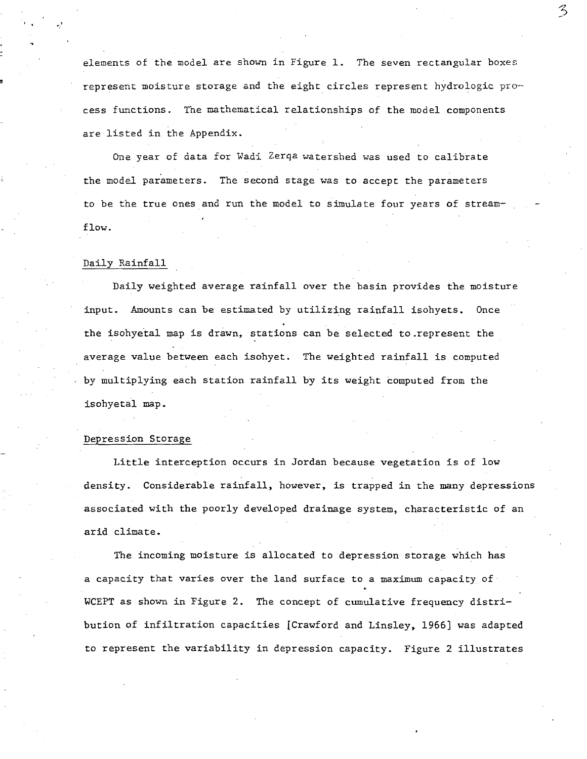elements of the model are shown in Figure 1. The seven rectangular boxes represent moisture storage and the eight circles represent hydrologic process functions. The mathematical relationships of the model components are listed in the Appendix.

One year of data for Wadi Zerqa watershed was used to calibrate the model parameters. The second stage was to accept the parameters to be the true ones and run the model to simulate four years of streamflow.

## Daily Rainfall

Daily weighted average rainfall over the basin provides the moisture input. Amounts can be estimated by utilizing rainfall isohyets. Once the isohyetal map is drawn, stations can be selected to represent the average value between each isohyet. The weighted rainfall is computed by multiplying each station rainfall by its weight computed from the isohyetal map.

## Depression Storage

Little interception occurs in Jordan because vegetation is of low density. Considerable rainfall, however, is trapped in the many depressions associated with the poorly developed drainage system, characteristic of an arid climate.

The incoming moisture is allocated to depression storage which has a capacity that varies over the land surface to a maximum capacity of WCEPT as shown in Figure 2. The concept of cumulative frequency distribution of infiltration capacities [Crawford and Linsley, 1966] was adapted to represent the variability in depression capacity. Figure 2 illustrates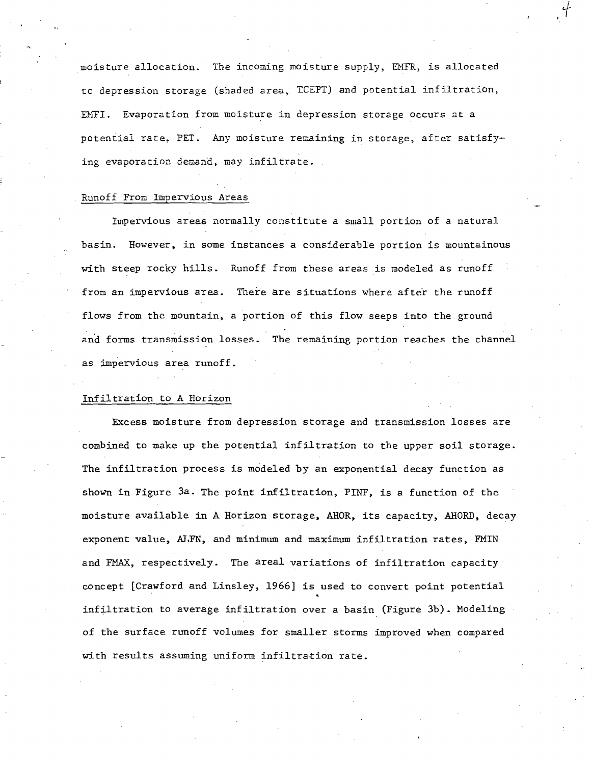moisture allocation. The incoming moisture supply, EMFR, is allocated to depression storage (shaded area, TCEPT) and potential infiltration, EMFI. Evaporation from moisture in depression storage occurs at a potential rate, PET. Any moisture remaining in storage, after satisfying evaporation demand, may infiltrate.

## Runoff From Impervious Areas

Impervious areas normally constitute a small portion of a natural basin. However, in some instances a considerable portion is mountainous with steep rocky hills. Runoff from these areas is modeled as runoff from an impervious area. There are situations where after the runoff flows from the mountain, a portion of this flow seeps into the ground and forms transmission losses. The remaining portion reaches the channel as impervious area runoff.

## Infiltration to A Horizon

Excess moisture from depression storage and transmission losses are combined to make up the potential infiltration to the upper soil storage. The infiltration process is modeled by an exponential decay function as shown in Figure 3a. The point infiltration, PINF, is a function of the moisture available in A Horizon storage, AHOR, its capacity, AHORD, decay exponent value, ALFN, and minimum and maximum infiltration rates, FMIN and FMAX, respectively. The areal variations of infiltration capacity concept [Crawford and Linsley, 1966] is used to convert point potential infiltration to average infiltration over a basin (Figure 3b). Modeling of the surface runoff volumes for smaller storms improved when compared with results assuming uniform infiltration rate.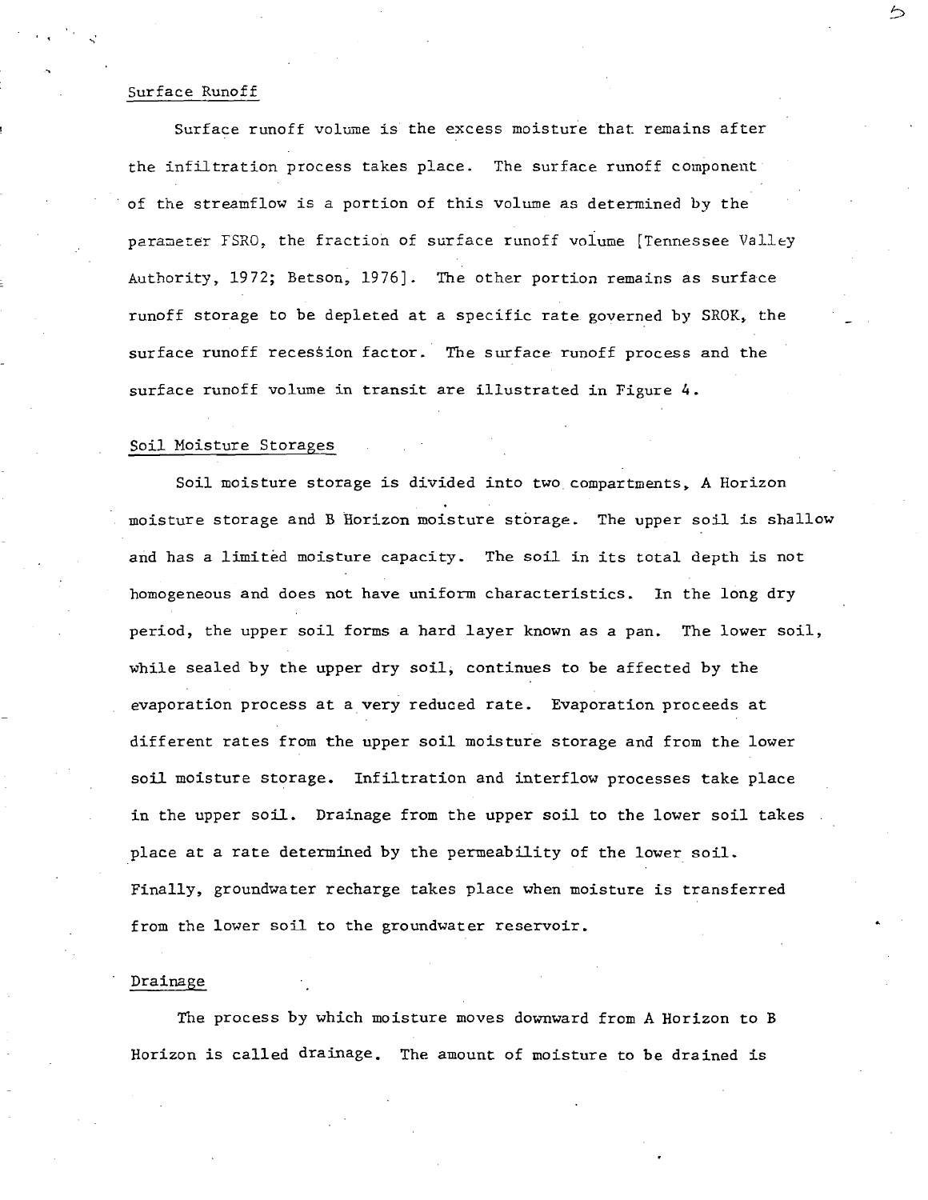## Surface Runoff

Surface runoff volume is the excess moisture that remains after the infiltration process takes place. The surface runoff component of the streamflow is a portion of this volume as determined by the parameter FSRO, the fraction of surface runoff volume [Tennessee Valley Authority, 1972; Betson, 1976]. The other portion remains as surface runoff storage to be depleted at a specific rate governed by SROK, the surface runoff recession factor. The surface runoff process and the surface runoff volume in transit are illustrated in Figure 4.

## Soil Moisture Storages

Soil moisture storage is divided into two compartments, A Horizon moisture storage and B Horizon moisture storage. The upper soil is shallow and has a limited moisture capacity. The soil in its total depth is not homogeneous and does not have uniform characteristics. In the long dry period, the upper soil forms a hard layer known as a pan. The lower soil, while sealed by the upper dry soil, continues to be affected by the evaporation process at a very reduced rate. Evaporation proceeds at different rates from the upper soil moisture storage and from the lower soil moisture storage. Infiltration and interflow processes take place in the upper soil. Drainage from the upper soil to the lower soil takes place at a rate determined by the permeability of the lower soil. Finally, groundwater recharge takes place when moisture is transferred from the lower soil to the groundwater reservoir.

## Drainage

The process by which moisture moves downward from A Horizon to B Horizon is called drainage. The amount of moisture to be drained is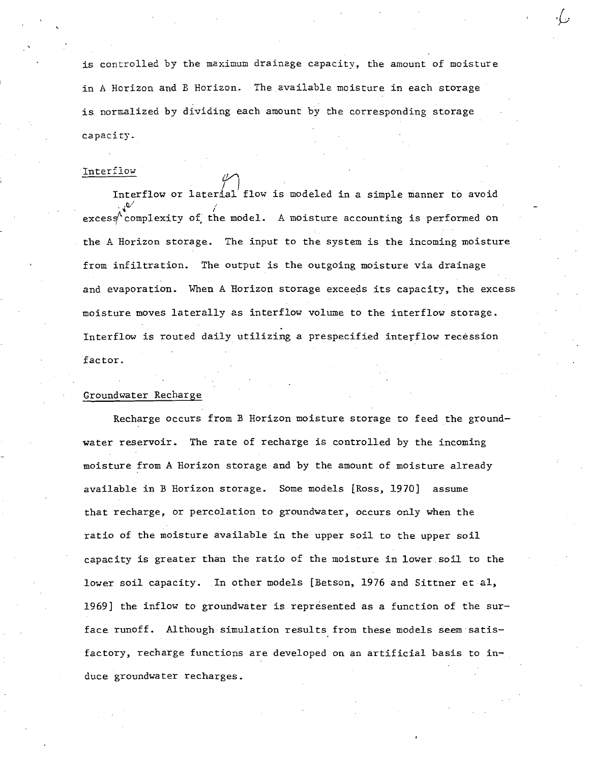is controlled by the maximum drainage capacity, the amount of moisture in A Horizon and B Horizon. The available moisture in each storage is normalized by dividing each amount by the corresponding storage capacity.

## Interflow

Interflow or lateral flow is modeled in a simple manner to avoid excess complexity of the model. A moisture accounting is performed on the A Horizon storage. The input to the system is the incoming moisture from infiltration. The output is the outgoing moisture via drainage and evaporation. When A Horizon storage exceeds its capacity, the excess moisture moves laterally as interflow volume to the interflow storage. Interflow is routed daily utilizing a prespecified interflow recession factor.

## Groundwater Recharge

Recharge occurs from B Horizon moisture storage to feed the groundwater reservoir. The rate of recharge is controlled by the incoming moisture from A Horizon storage and by the amount of moisture already available in B Horizon storage. Some models [Ross, 1970] assume that recharge, or percolation to groundwater, occurs only when the ratio of the moisture available in the upper soil to the upper soil capacity is greater than the ratio of the moisture in lower soil to the lower soil capacity. In other models [Betson, 1976 and Sittner et al, 1969] the inflow to groundwater is represented as a function of the surface runoff. Although simulation results from these models seem satisfactory, recharge functions are developed on an artificial basis to induce groundwater recharges.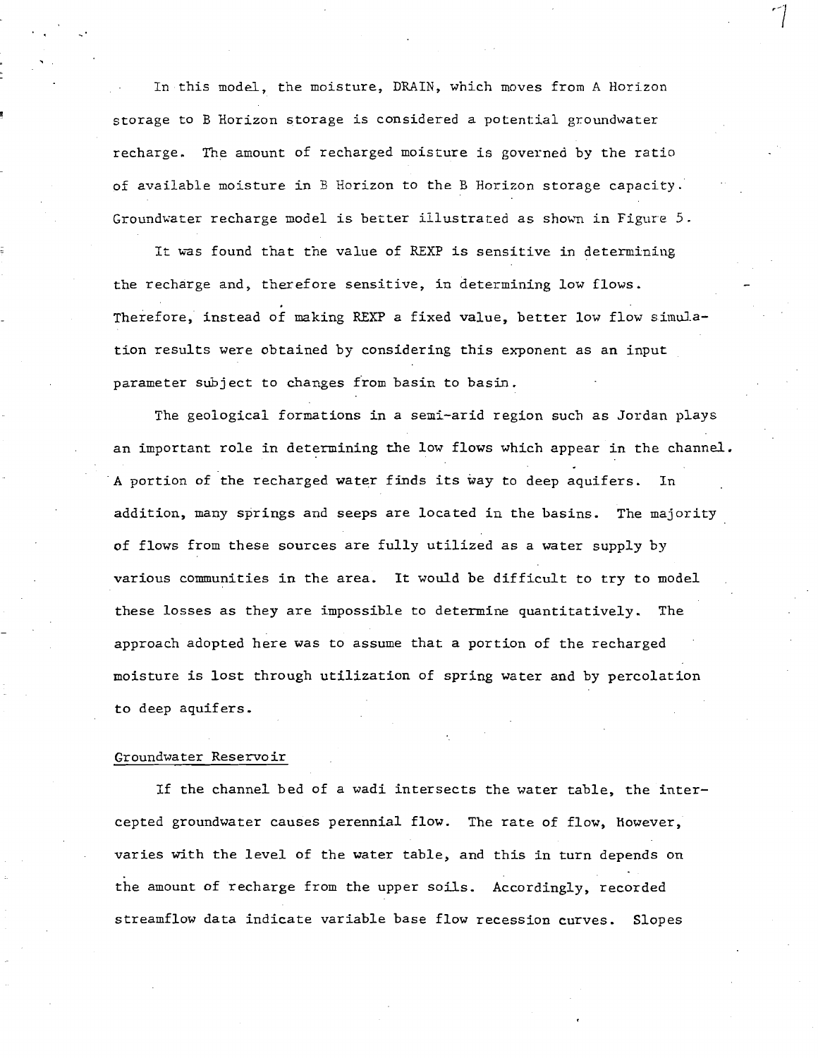In this model, the moisture, DRAIN, which moves from A Horizon storage to B Horizon storage is considered a potential groundwater recharge. The amount of recharged moisture is governed by the ratio of available moisture in B Horizon to the B Horizon storage capacity. Groundwater recharge model is better illustrated as shown in Figure 5.

It was found that the value of REXP is sensitive in determining the recharge and, therefore sensitive, in determining low flows. Therefore, instead of making REXP a fixed value, better low flow simulation results were obtained by considering this exponent as an input parameter subject to changes from basin to basin.

The geological formations in a semi-arid region such as Jordan plays an important role in determining the low flows which appear in the channel. A portion of the recharged water finds its way to deep aquifers. In addition, many springs and seeps are located in the basins. The majority of flows from these sources are fully utilized as a water supply by various communities in the area. It would be difficult to try to model these losses as they are impossible to determine quantitatively. The approach adopted here was to assume that a portion of the recharged moisture is lost through utilization of spring water and by percolation to deep aquifers.

### Groundwater Reservoir

If the channel bed of a wadi intersects the water table, the intercepted groundwater causes perennial flow. The rate of flow, However, varies with the level of the water table, and this in turn depends on the amount of recharge from the upper soils. Accordingly, recorded streamflow data indicate variable base flow recession curves. Slopes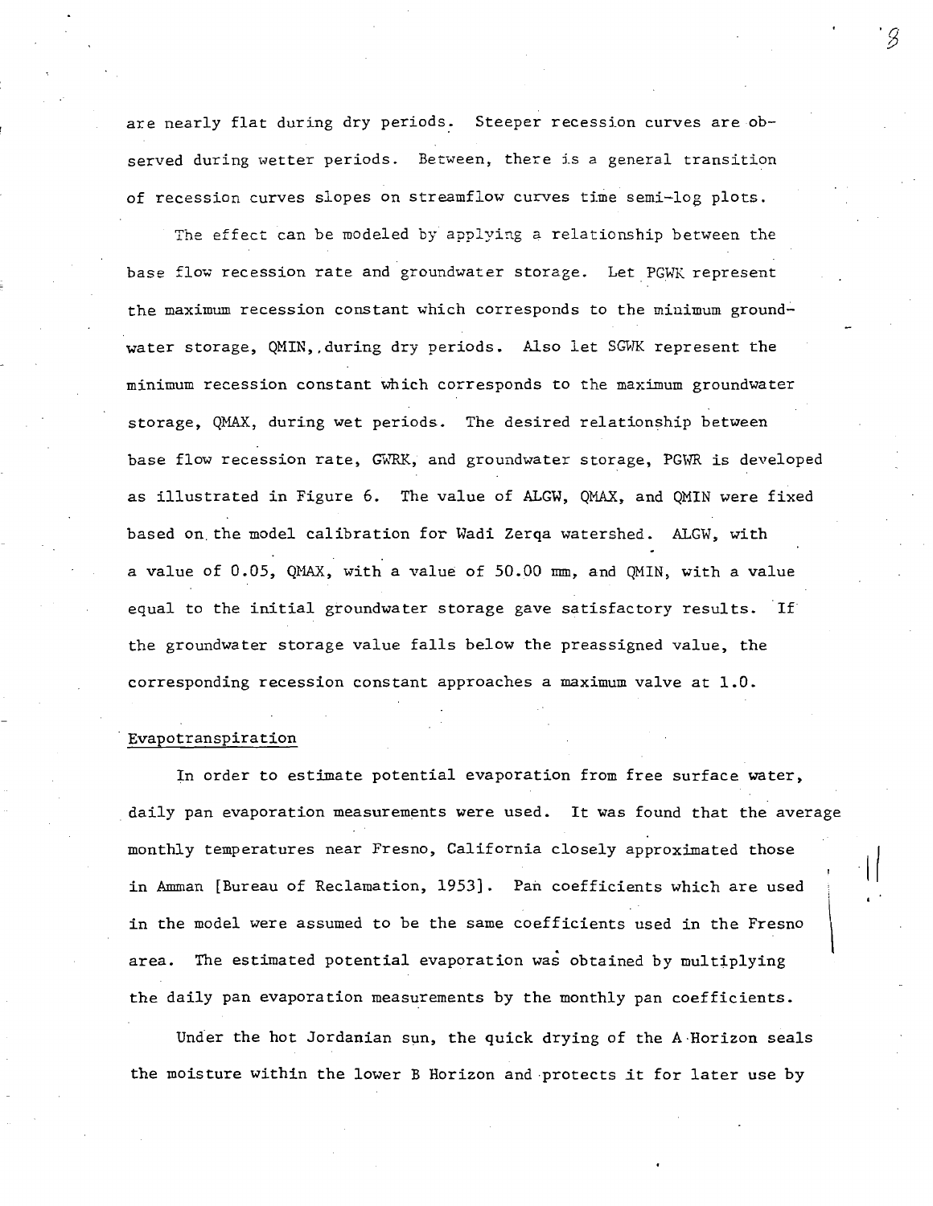are nearly flat during dry periods. Steeper recession curves are observed during wetter periods. Between, there is a general transition of recession curves slopes on streamflow curves time semi-log plots.

The effect can be modeled by applying a relationship between the base flow recession rate and groundwater storage. Let PGWK represent the maximum recession constant which corresponds to the minimum groundwater storage, QMIN,.during dry periods. Also let SGWK represent the minimum recession constant which corresponds to the maximum groundwater storage, QMAX, during wet periods. The desired relationship between base flow recession rate, GWRK, and groundwater storage, PGWR is developed as illustrated in Figure 6. The value of ALGW, QMAX, and QMIN were fixed based on the model calibration for Wadi Zerqa watershed. ALGW, with a value of 0.05, QMAX, with a value of 50.00 mm, and QMIN, with a value equal to the initial groundwater storage gave satisfactory results. If the groundwater storage value falls below the preassigned value, the corresponding recession constant approaches a maximum valve at 1.0.

## Evapotranspiration

In order to estimate potential evaporation from free surface water, daily pan evaporation measurements were used. It was found that the average monthly temperatures near Fresno, California closely approximated those in Amman [Bureau of Reclamation, 1953]. Pan coefficients which are used in the model were assumed to be the same coefficients used in the Fresno area. The estimated potential evaporation was obtained by multiplying the daily pan evaporation measurements by the monthly pan coefficients.

Under the hot Jordanian sun, the quick drying of the A Horizon seals the moisture within the lower B Horizon and protects it for later use by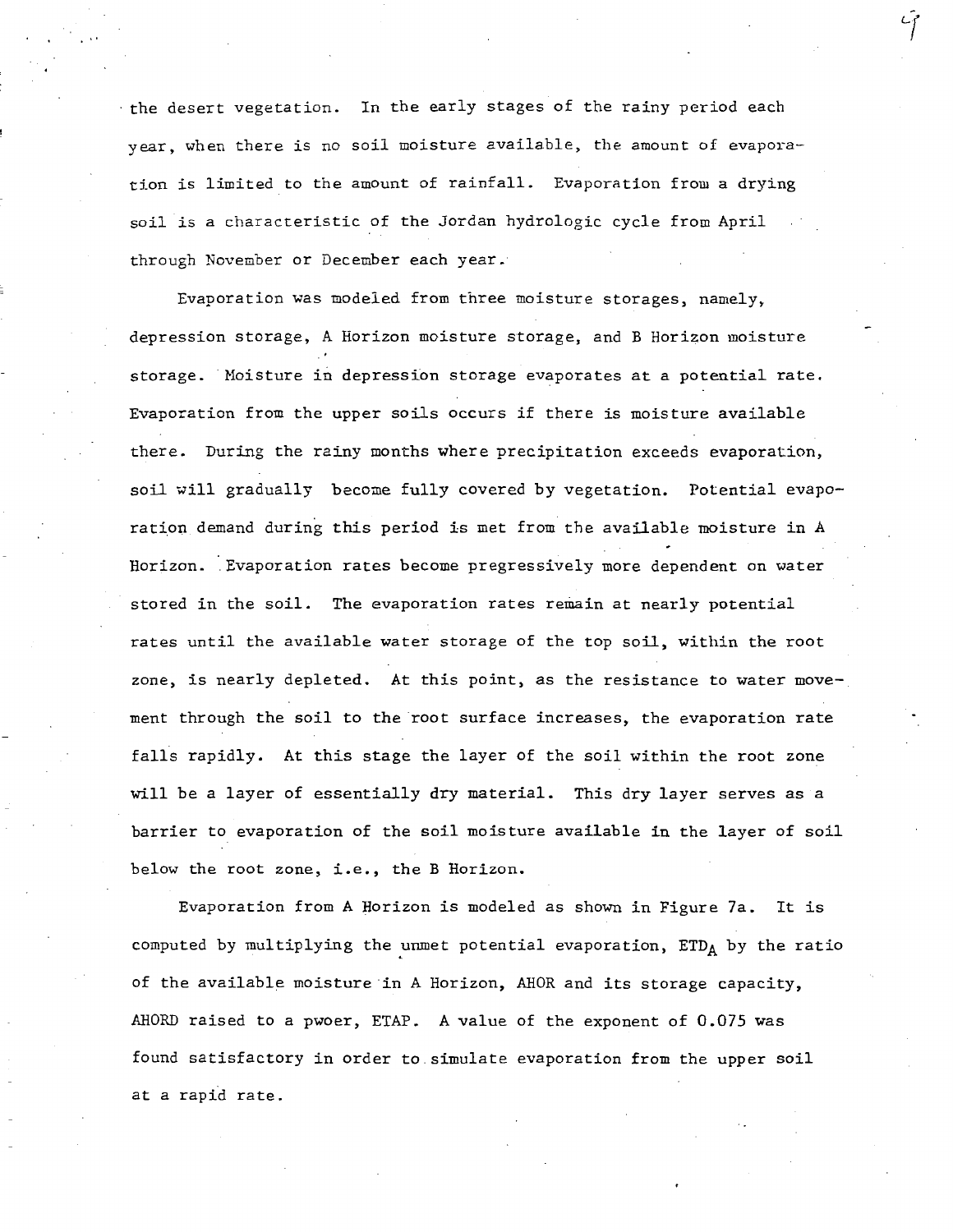the desert vegetation. In the early stages of the rainy period each year, when there is no soil moisture available, the amount of evaporation is limited to the amount of rainfall. Evaporation from a drying soil is a characteristic of the Jordan hydrologic cycle from April through November or December each year.

Evaporation was modeled from three moisture storages, namely, depression storage, A Horizon moisture storage, and B Horizon moisture storage. Moisture in depression storage evaporates at a potential rate. Evaporation from the upper soils occurs if there is moisture available there. During the rainy months where precipitation exceeds evaporation, soil will gradually become fully covered by vegetation. Potential evaporation demand during this period is met from the available moisture in A Horizon. Evaporation rates become pregressively more dependent on water stored in the soil. The evaporation rates remain at nearly potential rates until the available water storage of the top soil, within the root zone, is nearly depleted. At this point, as the resistance to water movement through the soil to the root surface increases, the evaporation rate falls rapidly. At this stage the layer of the soil within the root zone will be a layer of essentially dry material. This dry layer serves as a barrier to evaporation of the soil moisture available in the layer of soil below the root zone, i.e., the B Horizon.

Evaporation from A Horizon is modeled as shown in Figure 7a. It is computed by multiplying the unmet potential evaporation, $ETD_A$ by the ratio of the available moisture in A Horizon, AHOR and its storage capacity, AHORD raised to a pwoer, ETAP. A value of the exponent of 0.075 was found satisfactory in order to simulate evaporation from the upper soil at a rapid rate.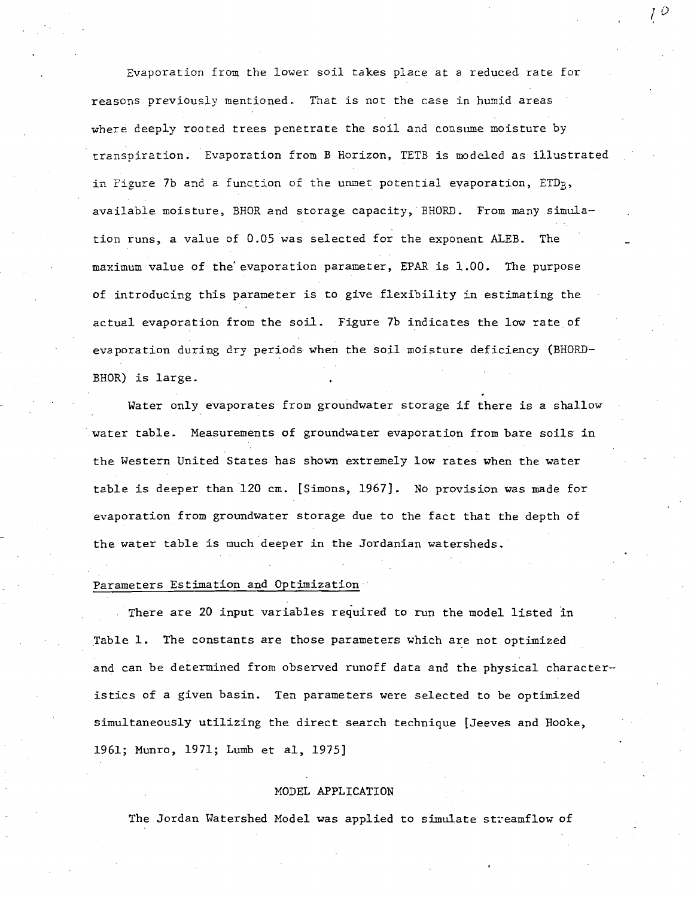Evaporation from the lower soil takes place at a reduced rate for reasons previously mentioned. That is not the case in humid areas where deeply rooted trees penetrate the soil and consume moisture by transpiration. Evaporation from B Horizon, TETB is modeled as illustrated in Figure 7b and a function of the unmet potential evaporation, $ETD_B$, available moisture, BHOR and storage capacity, BHORD. From many simulation runs, a value of 0.05 was selected for the exponent ALEB. The maximum value of the evaporation parameter, EPAR is 1.00. The purpose of introducing this parameter is to give flexibility in estimating the actual evaporation from the soil. Figure 7b indicates the low rate of evaporation during dry periods when the soil moisture deficiency (BHORD-BHOR) is large.

Water only evaporates from groundwater storage if there is a shallow water table. Measurements of groundwater evaporation from bare soils in the Western United States has shown extremely low rates when the water table is deeper than 120 cm. [Simons, 1967]. No provision was made for evaporation from groundwater storage due to the fact that the depth of the water table is much deeper in the Jordanian watersheds.

## Parameters Estimation and Optimization

There are 20 input variables required to run the model listed in Table 1. The constants are those parameters which are not optimized and can be determined from observed runoff data and the physical characteristics of a given basin. Ten parameters were selected to be optimized simultaneously utilizing the direct search technique [Jeeves and Hooke, 1961; Munro, 1971; Lumb et al, 1975]

## MODEL APPLICATION

The Jordan Watershed Model was applied to simulate streamflow of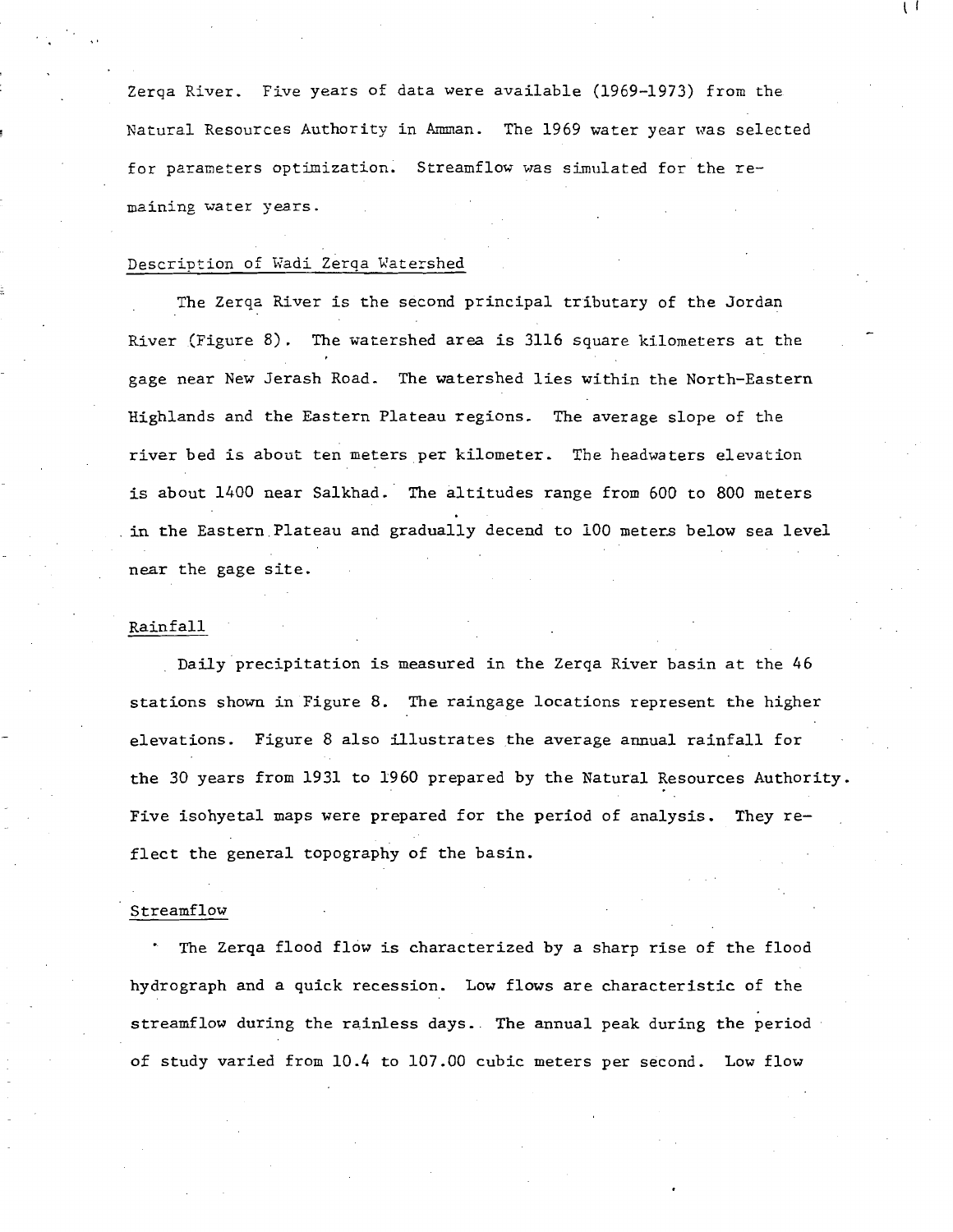Zerqa River. Five years of data were available (1969-1973) from the Natural Resources Authority in Amman. The 1969 water year was selected for parameters optimization. Streamflow was simulated for the remaining water years.

## Description of Wadi Zerqa Watershed

The Zerqa River is the second principal tributary of the Jordan River (Figure 8). The watershed area is 3116 square kilometers at the gage near New Jerash Road. The watershed lies within the North-Eastern Highlands and the Eastern Plateau regions. The average slope of the river bed is about ten meters per kilometer. The headwaters elevation is about 1400 near Salkhad. The altitudes range from 600 to 800 meters in the Eastern Plateau and gradually decend to 100 meters below sea level near the gage site.

## Rainfall

Daily precipitation is measured in the Zerqa River basin at the 46 stations shown in Figure 8. The raingage locations represent the higher elevations. Figure 8 also illustrates the average annual rainfall for the 30 years from 1931 to 1960 prepared by the Natural Resources Authority. Five isohyetal maps were prepared for the period of analysis. They reflect the general topography of the basin.

## Streamflow

The Zerqa flood flow is characterized by a sharp rise of the flood hydrograph and a quick recession. Low flows are characteristic of the streamflow during the rainless days. The annual peak during the period of study varied from 10.4 to 107.00 cubic meters per second. Low flow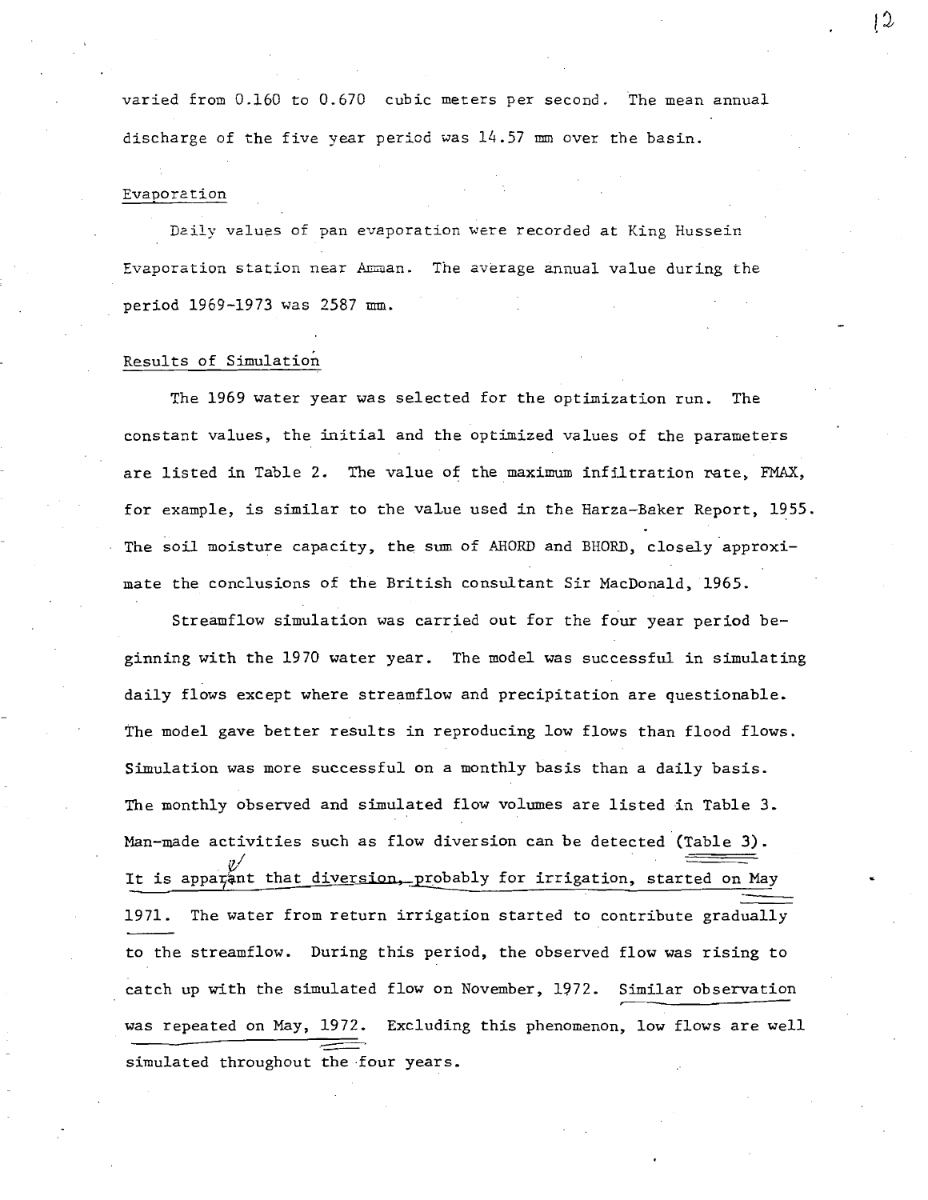varied from 0.160 to 0.670 cubic meters per second. The mean annual discharge of the five year period was 14.57 mm over the basin.

## Evaporation

Daily values of pan evaporation were recorded at King Hussein Evaporation station near Amman. The average annual value during the period 1969-1973 was 2587 mm.

## Results of Simulation

The 1969 water year was selected for the optimization run. The constant values, the initial and the optimized values of the parameters are listed in Table 2. The value of the maximum infiltration rate, FMAX, for example, is similar to the value used in the Harza-Baker Report, 1955. The soil moisture capacity, the sum of AHORD and BHORD, closely approximate the conclusions of the British consultant Sir MacDonald, 1965.

Streamflow simulation was carried out for the four year period beginning with the 1970 water year. The model was successful in simulating daily flows except where streamflow and precipitation are questionable. The model gave better results in reproducing low flows than flood flows. Simulation was more successful on a monthly basis than a daily basis. The monthly observed and simulated flow volumes are listed in Table 3. Man-made activities such as flow diversion can be detected (Table 3). It is apparant that diversion, probably for irrigation, started on May 1971. The water from return irrigation started to contribute gradually to the streamflow. During this period, the observed flow was rising to catch up with the simulated flow on November, 1972. Similar observation was repeated on May, 1972. Excluding this phenomenon, low flows are well simulated throughout the four years.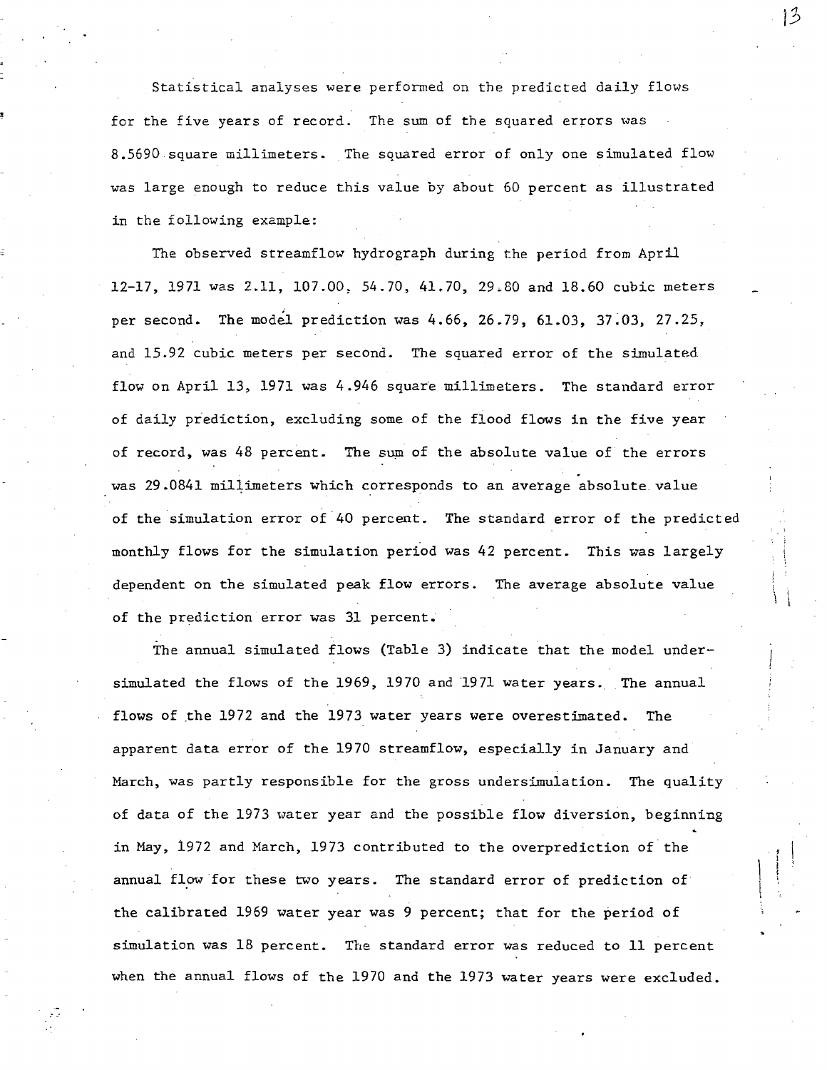Statistical analyses were performed on the predicted daily flows for the five years of record. The sum of the squared errors was 8.5690 square millimeters. The squared error of only one simulated flow was large enough to reduce this value by about 60 percent as illustrated in the following example:

The observed streamflow hydrograph during the period from April 12-17, 1971 was 2.11, 107.00, 54.70, 41.70, 29.80 and 18.60 cubic meters per second. The model prediction was 4.66, 26.79, 61.03, 37.03, 27.25, and 15.92 cubic meters per second. The squared error of the simulated flow on April 13, 1971 was 4.946 square millimeters. The standard error of daily prediction, excluding some of the flood flows in the five year of record, was 48 percent. The sum of the absolute value of the errors was 29.0841 millimeters which corresponds to an average absolute value of the simulation error of 40 percent. The standard error of the predicted monthly flows for the simulation period was 42 percent. This was largely dependent on the simulated peak flow errors. The average absolute value of the prediction error was 31 percent.

The annual simulated flows (Table 3) indicate that the model undersimulated the flows of the 1969, 1970 and 1971 water years. The annual flows of the 1972 and the 1973 water years were overestimated. The apparent data error of the 1970 streamflow, especially in January and March, was partly responsible for the gross undersimulation. The quality of data of the 1973 water year and the possible flow diversion, beginning in May, 1972 and March, 1973 contributed to the overprediction of the annual flow for these two years. The standard error of prediction of the calibrated 1969 water year was 9 percent; that for the period of simulation was 18 percent. The standard error was reduced to 11 percent when the annual flows of the 1970 and the 1973 water years were excluded.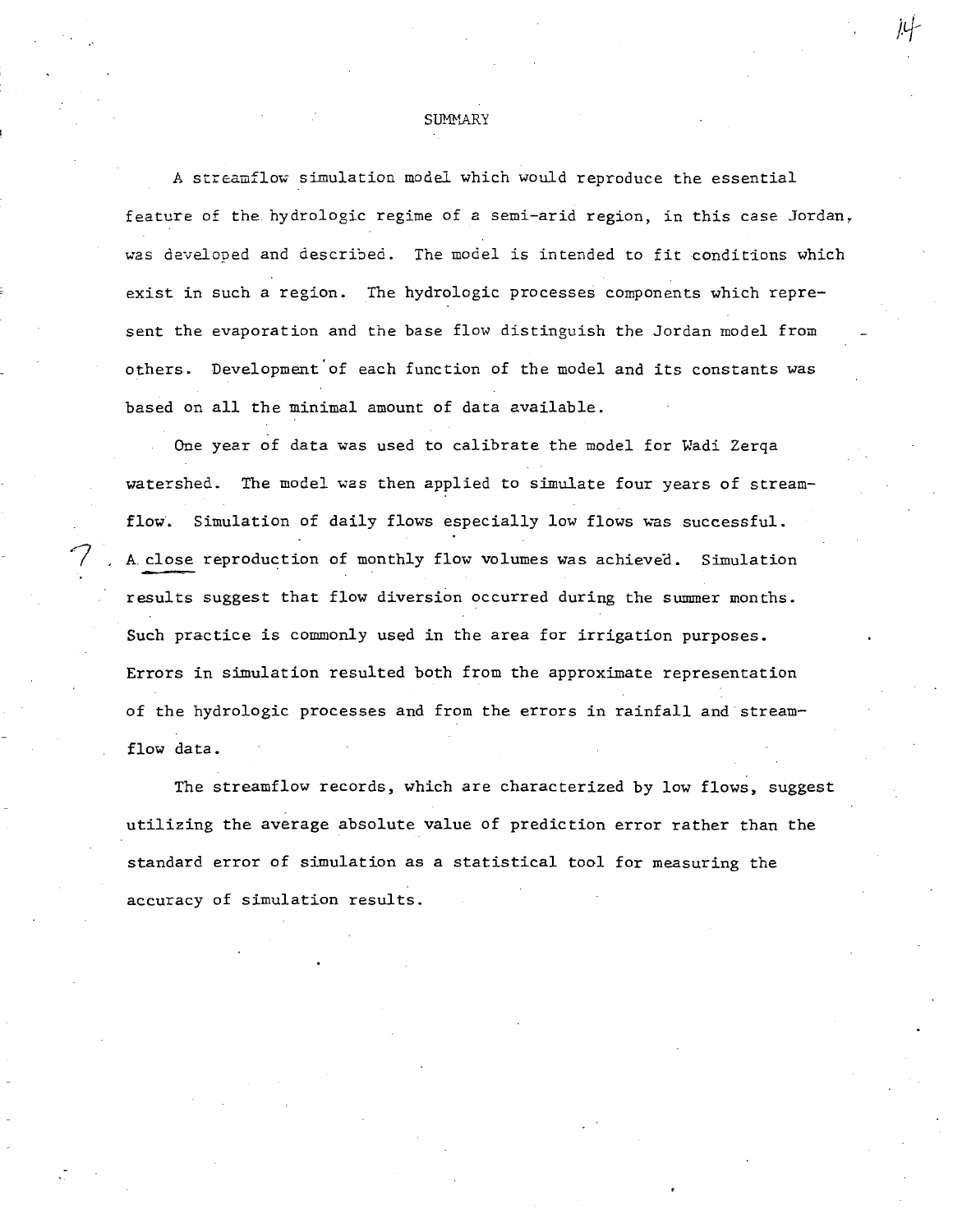# SUMMARY

A streamflow simulation model which would reproduce the essential feature of the hydrologic regime of a semi-arid region, in this case Jordan, was developed and described. The model is intended to fit conditions which exist in such a region. The hydrologic processes components which represent the evaporation and the base flow distinguish the Jordan model from others. Development of each function of the model and its constants was based on all the minimal amount of data available.

One year of data was used to calibrate the model for Wadi Zerqa watershed. The model was then applied to simulate four years of streamflow. Simulation of daily flows especially low flows was successful. A close reproduction of monthly flow volumes was achieved. Simulation results suggest that flow diversion occurred during the summer months. Such practice is commonly used in the area for irrigation purposes. Errors in simulation resulted both from the approximate representation of the hydrologic processes and from the errors in rainfall and streamflow data.

The streamflow records, which are characterized by low flows, suggest utilizing the average absolute value of prediction error rather than the standard error of simulation as a statistical tool for measuring the accuracy of simulation results.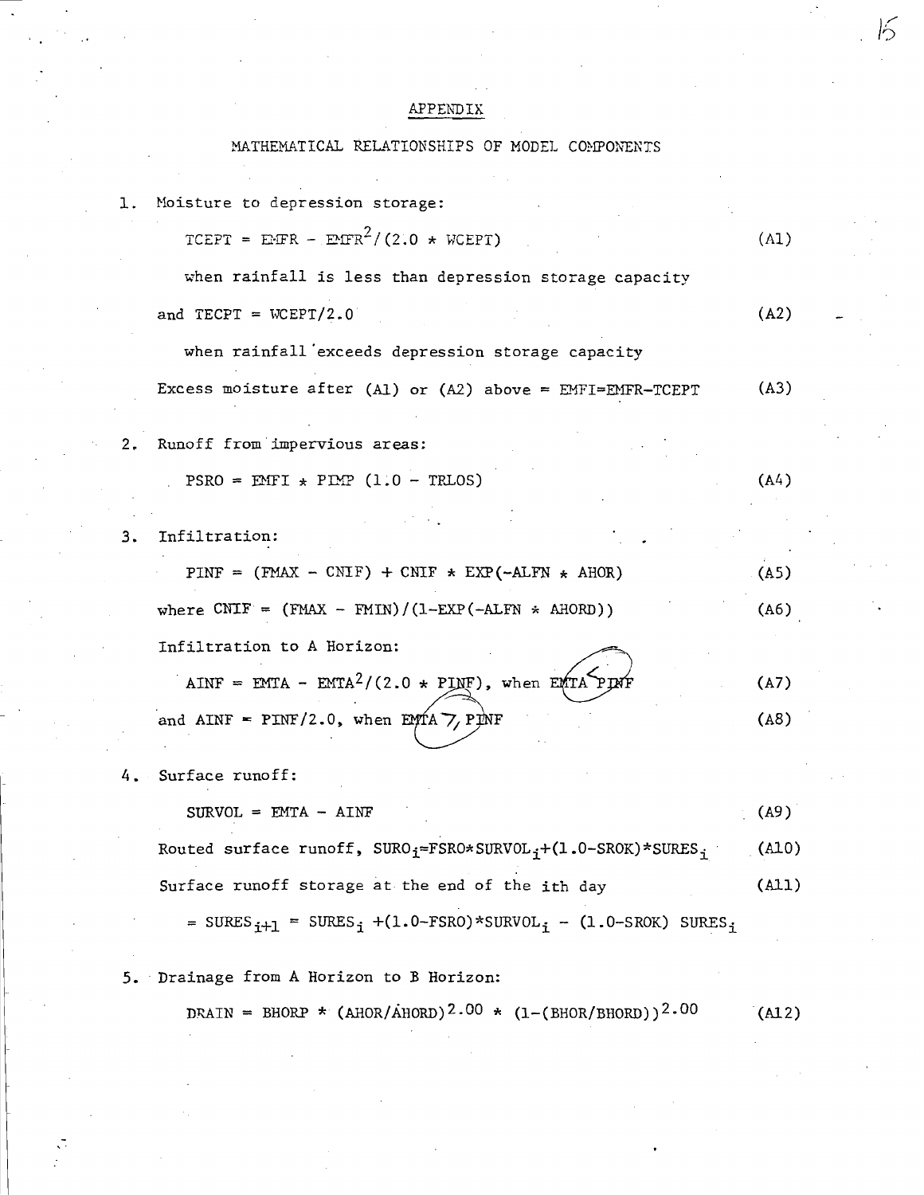# APPENDIX

## MATHEMATICAL RELATIONSHIPS OF MODEL COMPONENTS

1. Moisture to depression storage:

$$TCEPT = EMFR - EMFR^2/(2.0 * WCEPT) \tag{A1}$$

when rainfall is less than depression storage capacity

and $TECPT = WCEPT/2.0$ (A2)

when rainfall exceeds depression storage capacity

Excess moisture after (A1) or (A2) above = $EMFI = EMFR - TCEPT$ (A3)

2. Runoff from impervious areas:

$$PSRO = EMFI * PIMP\ (1.0 - TRLOS) \tag{A4}$$

3. Infiltration:

$$PINF = (FMAX - CNIF) + CNIF * EXP(-ALFN * AHOR) \tag{A5}$$

where $CNIF = (FMAX - FMIN)/(1 - EXP(-ALFN * AHORD))$ (A6)

Infiltration to A Horizon:

$$AINF = EMTA - EMTA^2/(2.0 * PINF), \text{ when } EMTA < PINF \tag{A7}$$

and $AINF = PINF/2.0$, when $EMTA \geq PINF$ (A8)

4. Surface runoff:

$$SURVOL = EMTA - AINF \tag{A9}$$

Routed surface runoff, $SURO_i = FSRO * SURVOL_i + (1.0 - SROK) * SURES_i$ (A10)

Surface runoff storage at the end of the ith day (A11)

$$= SURES_{i+1} = SURES_i + (1.0 - FSRO) * SURVOL_i - (1.0 - SROK)\ SURES_i$$

5. Drainage from A Horizon to B Horizon:

$$DRAIN = BHORP * (AHOR/AHORD)^{2.00} * (1 - (BHOR/BHORD))^{2.00} \tag{A12}$$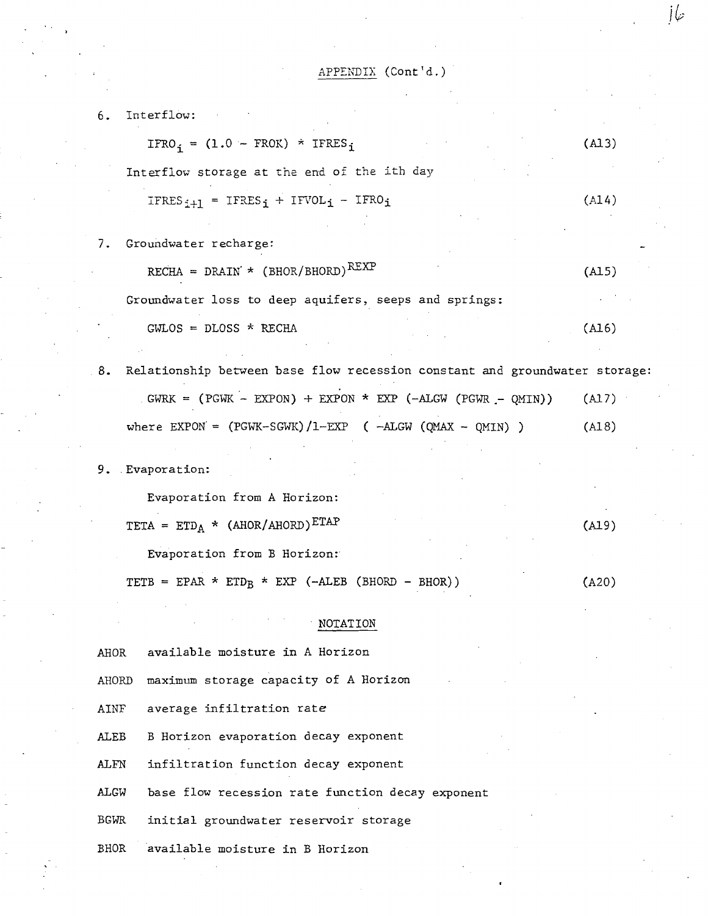APPENDIX (Cont'd.)

6. Interflow:

$$IFRO_i = (1.0 - FROK) * IFRES_i \quad (A13)$$

Interflow storage at the end of the ith day

$$IFRES_{i+1} = IFRES_i + IFVOL_i - IFRO_i \quad (A14)$$

7. Groundwater recharge:

$$RECHA = DRAIN * (BHOR/BHORD)^{REXP} \quad (A15)$$

Groundwater loss to deep aquifers, seeps and springs:

$$GWLOS = DLOSS * RECHA \quad (A16)$$

8. Relationship between base flow recession constant and groundwater storage:

$$GWRK = (PGWK - EXPON) + EXPON * EXP\ (-ALGW\ (PGWR - QMIN)) \quad (A17)$$

where $EXPON = (PGWK\text{-}SGWK)/1\text{-}EXP\ \ (\ -ALGW\ (QMAX - QMIN)\ )$ (A18)

9. Evaporation:

Evaporation from A Horizon:

$$TETA = ETD_A * (AHOR/AHORD)^{ETAP} \quad (A19)$$

Evaporation from B Horizon:

$$TETB = EPAR * ETD_B * EXP\ (-ALEB\ (BHORD - BHOR)) \quad (A20)$$

## NOTATION

AHOR available moisture in A Horizon

AHORD maximum storage capacity of A Horizon

AINF average infiltration rate

ALEB B Horizon evaporation decay exponent

ALFN infiltration function decay exponent

ALGW base flow recession rate function decay exponent

BGWR initial groundwater reservoir storage

BHOR available moisture in B Horizon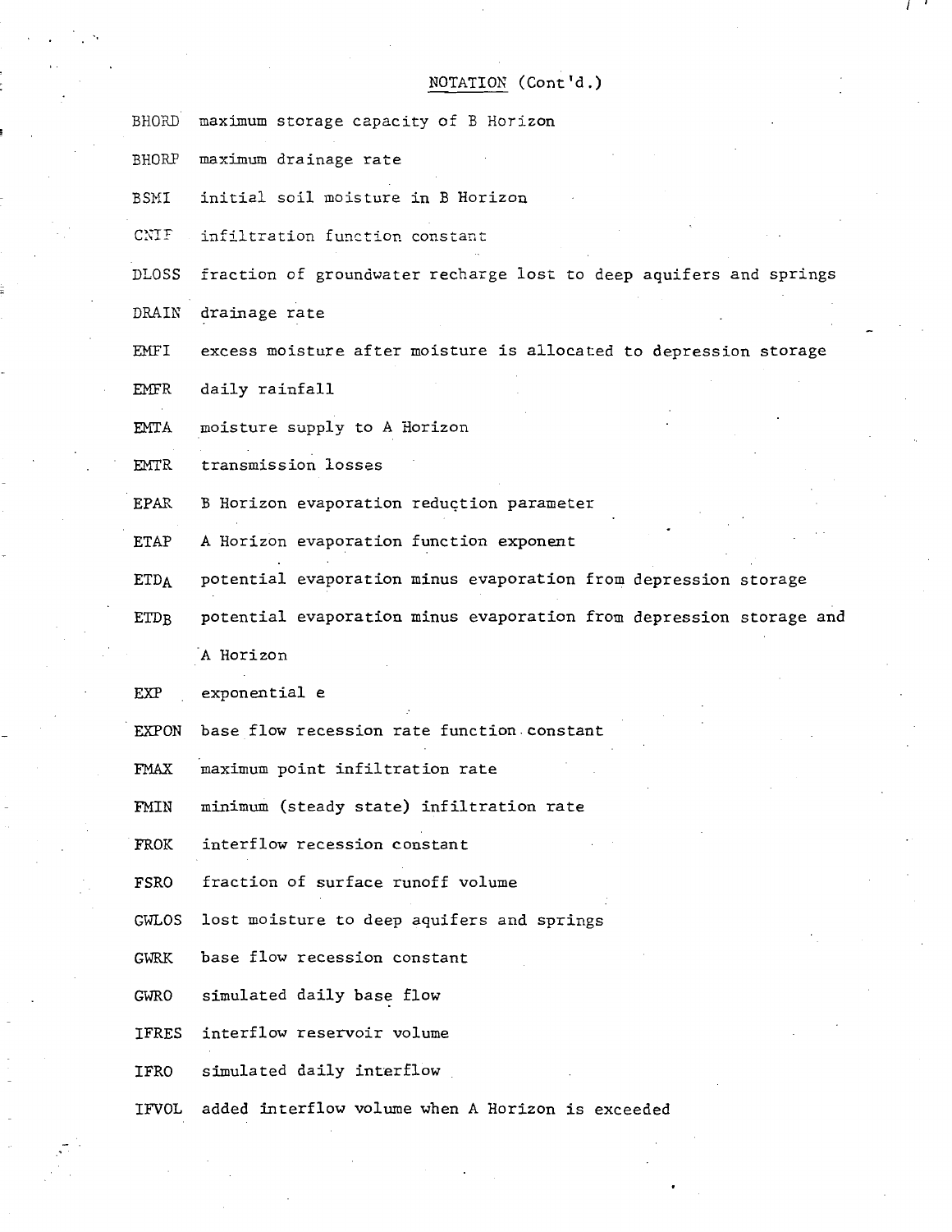## NOTATION (Cont'd.)

| | |
|---|---|
| BHORD | maximum storage capacity of B Horizon |
| BHORP | maximum drainage rate |
| BSMI | initial soil moisture in B Horizon |
| CNIF | infiltration function constant |
| DLOSS | fraction of groundwater recharge lost to deep aquifers and springs |
| DRAIN | drainage rate |
| EMFI | excess moisture after moisture is allocated to depression storage |
| EMFR | daily rainfall |
| EMTA | moisture supply to A Horizon |
| EMTR | transmission losses |
| EPAR | B Horizon evaporation reduction parameter |
| ETAP | A Horizon evaporation function exponent |
| $ETD_A$ | potential evaporation minus evaporation from depression storage |
| $ETD_B$ | potential evaporation minus evaporation from depression storage and A Horizon |
| EXP | exponential e |
| EXPON | base flow recession rate function constant |
| FMAX | maximum point infiltration rate |
| FMIN | minimum (steady state) infiltration rate |
| FROK | interflow recession constant |
| FSRO | fraction of surface runoff volume |
| GWLOS | lost moisture to deep aquifers and springs |
| GWRK | base flow recession constant |
| GWRO | simulated daily base flow |
| IFRES | interflow reservoir volume |
| IFRO | simulated daily interflow |
| IFVOL | added interflow volume when A Horizon is exceeded |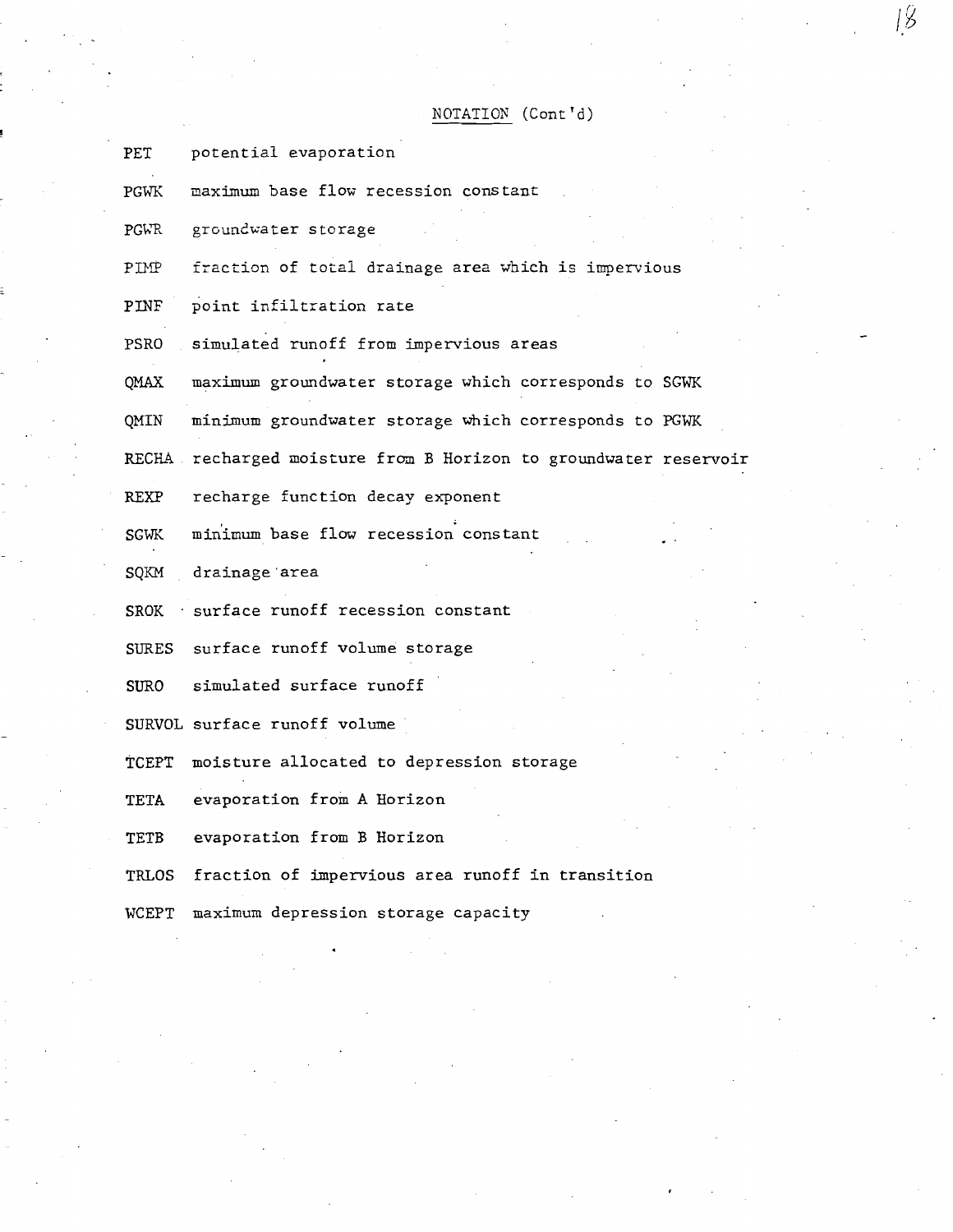## NOTATION (Cont'd)

| | |
|---|---|
| PET | potential evaporation |
| PGWK | maximum base flow recession constant |
| PGWR | groundwater storage |
| PIMP | fraction of total drainage area which is impervious |
| PINF | point infiltration rate |
| PSRO | simulated runoff from impervious areas |
| QMAX | maximum groundwater storage which corresponds to SGWK |
| QMIN | minimum groundwater storage which corresponds to PGWK |
| RECHA | recharged moisture from B Horizon to groundwater reservoir |
| REXP | recharge function decay exponent |
| SGWK | minimum base flow recession constant |
| SQKM | drainage area |
| SROK | surface runoff recession constant |
| SURES | surface runoff volume storage |
| SURO | simulated surface runoff |
| SURVOL | surface runoff volume |
| TCEPT | moisture allocated to depression storage |
| TETA | evaporation from A Horizon |
| TETB | evaporation from B Horizon |
| TRLOS | fraction of impervious area runoff in transition |
| WCEPT | maximum depression storage capacity |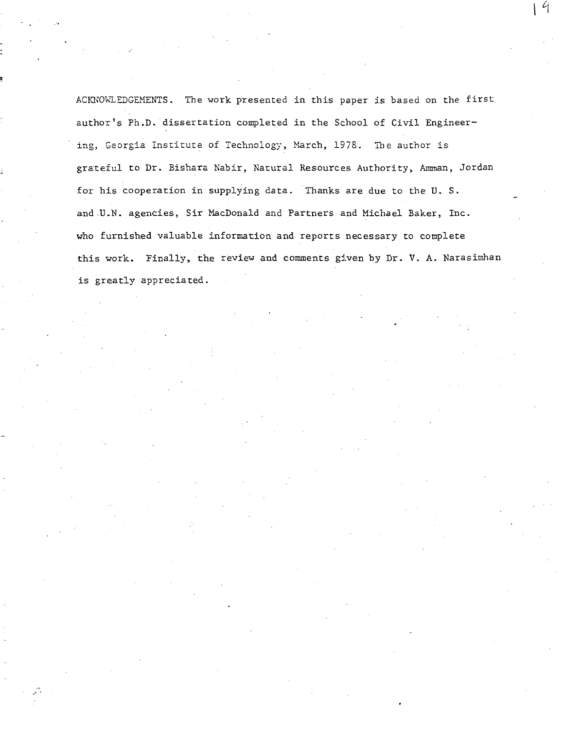ACKNOWLEDGEMENTS. The work presented in this paper is based on the first author's Ph.D. dissertation completed in the School of Civil Engineering, Georgia Institute of Technology, March, 1978. The author is grateful to Dr. Bishara Nabir, Natural Resources Authority, Amman, Jordan for his cooperation in supplying data. Thanks are due to the U. S. and U.N. agencies, Sir MacDonald and Partners and Michael Baker, Inc. who furnished valuable information and reports necessary to complete this work. Finally, the review and comments given by Dr. V. A. Narasimhan is greatly appreciated.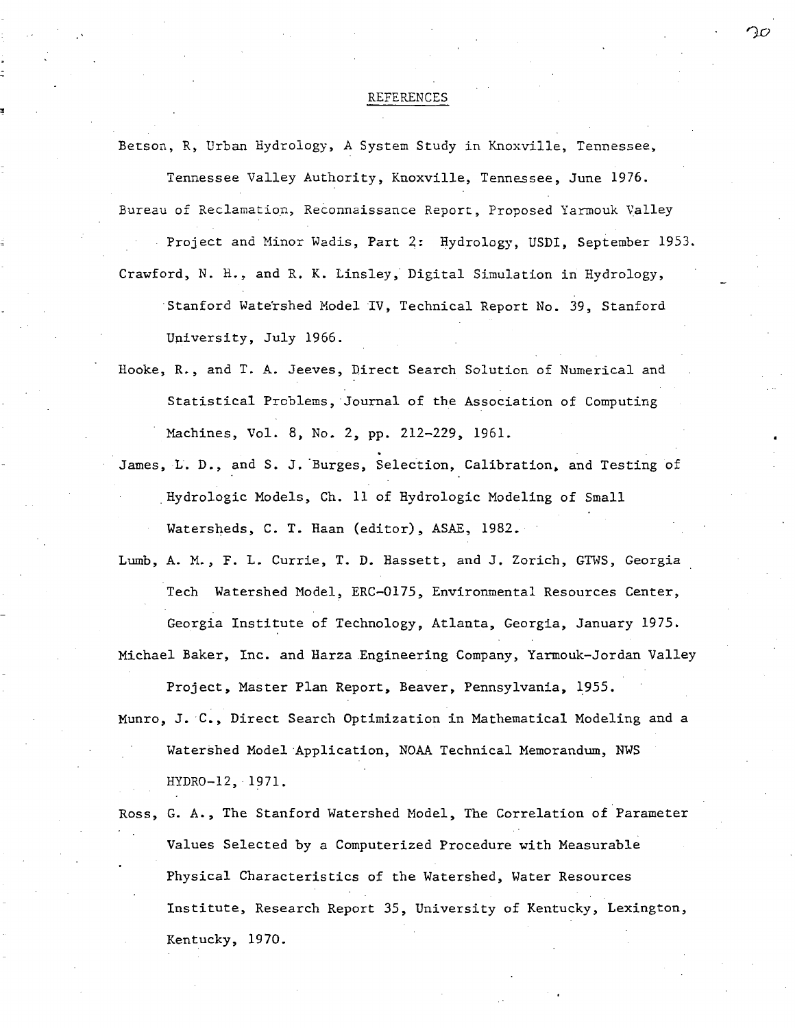# REFERENCES

Betson, R, Urban Hydrology, A System Study in Knoxville, Tennessee, Tennessee Valley Authority, Knoxville, Tennessee, June 1976.

Bureau of Reclamation, Reconnaissance Report, Proposed Yarmouk Valley Project and Minor Wadis, Part 2: Hydrology, USDI, September 1953.

Crawford, N. H., and R. K. Linsley, Digital Simulation in Hydrology, Stanford Watershed Model IV, Technical Report No. 39, Stanford University, July 1966.

Hooke, R., and T. A. Jeeves, Direct Search Solution of Numerical and Statistical Problems, Journal of the Association of Computing Machines, Vol. 8, No. 2, pp. 212-229, 1961.

James, L. D., and S. J. Burges, Selection, Calibration, and Testing of Hydrologic Models, Ch. 11 of Hydrologic Modeling of Small Watersheds, C. T. Haan (editor), ASAE, 1982.

Lumb, A. M., F. L. Currie, T. D. Hassett, and J. Zorich, GTWS, Georgia Tech Watershed Model, ERC-0175, Environmental Resources Center, Georgia Institute of Technology, Atlanta, Georgia, January 1975.

Michael Baker, Inc. and Harza Engineering Company, Yarmouk-Jordan Valley Project, Master Plan Report, Beaver, Pennsylvania, 1955.

Munro, J. C., Direct Search Optimization in Mathematical Modeling and a Watershed Model Application, NOAA Technical Memorandum, NWS HYDRO-12, 1971.

Ross, G. A., The Stanford Watershed Model, The Correlation of Parameter Values Selected by a Computerized Procedure with Measurable Physical Characteristics of the Watershed, Water Resources Institute, Research Report 35, University of Kentucky, Lexington, Kentucky, 1970.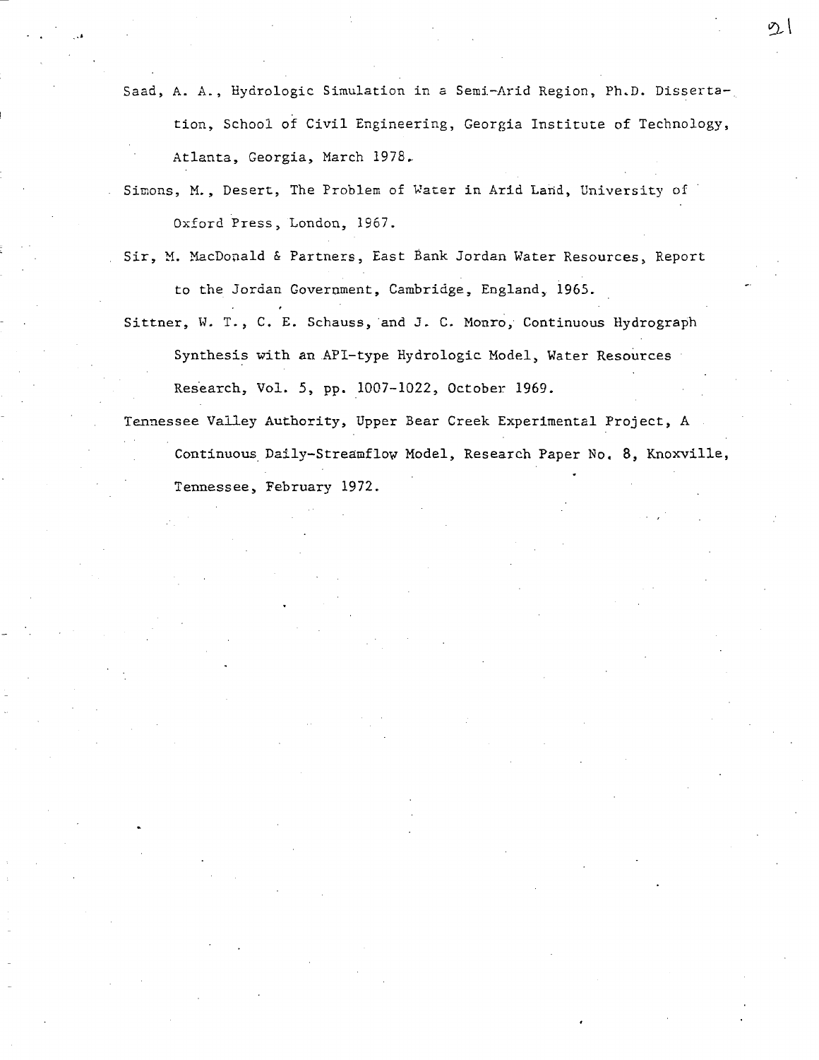Saad, A. A., Hydrologic Simulation in a Semi-Arid Region, Ph.D. Dissertation, School of Civil Engineering, Georgia Institute of Technology, Atlanta, Georgia, March 1978.

Simons, M., Desert, The Problem of Water in Arid Land, University of Oxford Press, London, 1967.

Sir, M. MacDonald & Partners, East Bank Jordan Water Resources, Report to the Jordan Government, Cambridge, England, 1965.

Sittner, W. T., C. E. Schauss, and J. C. Monro, Continuous Hydrograph Synthesis with an API-type Hydrologic Model, Water Resources Research, Vol. 5, pp. 1007-1022, October 1969.

Tennessee Valley Authority, Upper Bear Creek Experimental Project, A Continuous Daily-Streamflow Model, Research Paper No. 8, Knoxville, Tennessee, February 1972.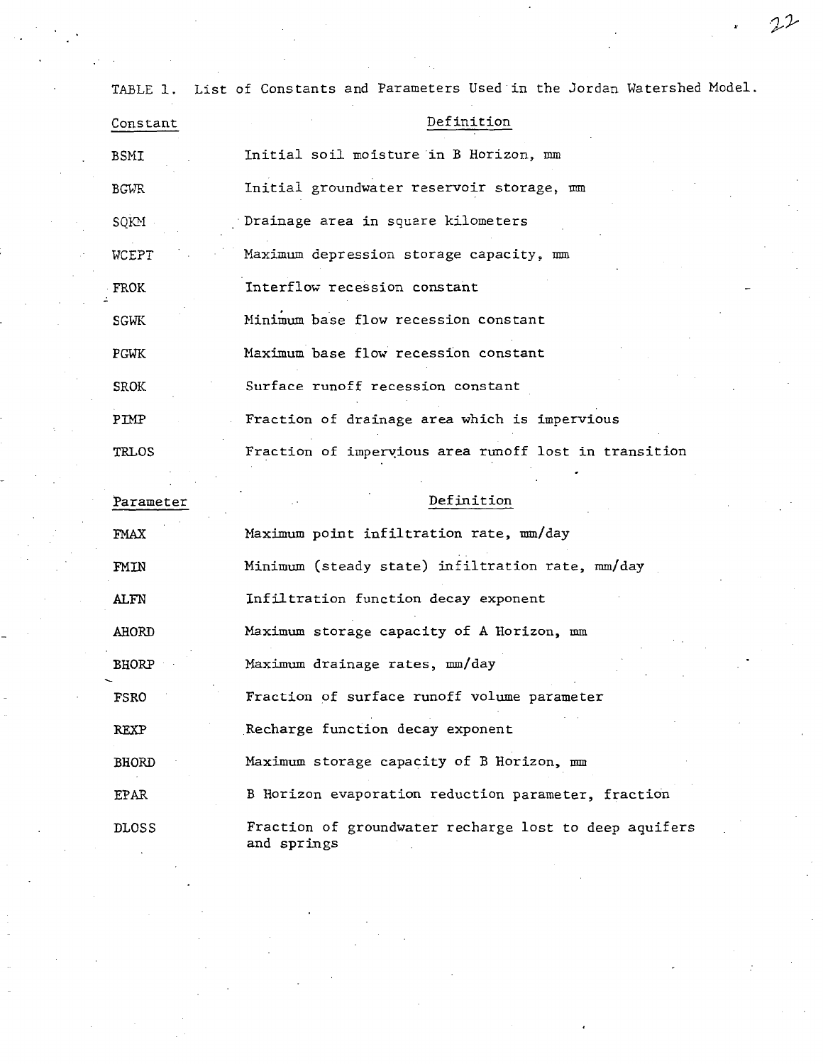TABLE 1. List of Constants and Parameters Used in the Jordan Watershed Model.

| Constant | Definition |
|---|---|
| BSMI | Initial soil moisture in B Horizon, mm |
| BGWR | Initial groundwater reservoir storage, mm |
| SQKM | Drainage area in square kilometers |
| WCEPT | Maximum depression storage capacity, mm |
| FROK | Interflow recession constant |
| SGWK | Minimum base flow recession constant |
| PGWK | Maximum base flow recession constant |
| SROK | Surface runoff recession constant |
| PIMP | Fraction of drainage area which is impervious |
| TRLOS | Fraction of impervious area runoff lost in transition |

| Parameter | Definition |
|---|---|
| FMAX | Maximum point infiltration rate, mm/day |
| FMIN | Minimum (steady state) infiltration rate, mm/day |
| ALFN | Infiltration function decay exponent |
| AHORD | Maximum storage capacity of A Horizon, mm |
| BHORP | Maximum drainage rates, mm/day |
| FSRO | Fraction of surface runoff volume parameter |
| REXP | Recharge function decay exponent |
| BHORD | Maximum storage capacity of B Horizon, mm |
| EPAR | B Horizon evaporation reduction parameter, fraction |
| DLOSS | Fraction of groundwater recharge lost to deep aquifers and springs |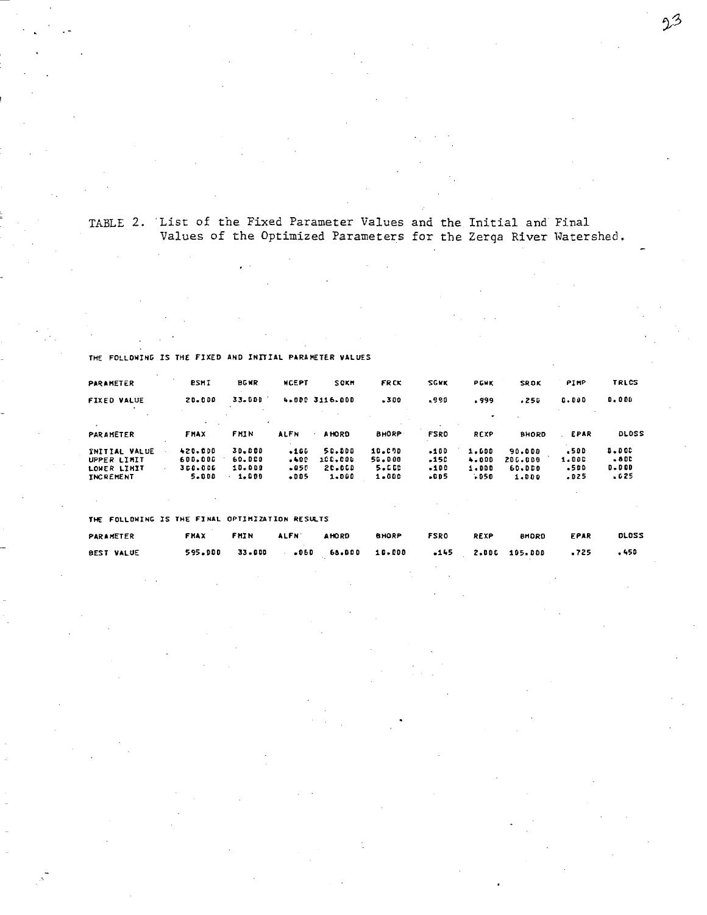TABLE 2. List of the Fixed Parameter Values and the Initial and Final Values of the Optimized Parameters for the Zerqa River Watershed.

THE FOLLOWING IS THE FIXED AND INITIAL PARAMETER VALUES

| PARAMETER | BSMI | BGWR | NCEPT | SOKM | FRCK | SGWK | PGWK | SROK | PIMP | TRLCS |
|---|---|---|---|---|---|---|---|---|---|---|
| FIXED VALUE | 20.000 | 33.000 | 4.000 | 3116.000 | .300 | .990 | .999 | .250 | 0.000 | 0.000 |

| PARAMETER | FMAX | FMIN | ALFN | AHORD | BHORP | FSRO | REXP | BHORD | EPAR | DLOSS |
|---|---|---|---|---|---|---|---|---|---|---|
| INITIAL VALUE | 420.000 | 30.000 | .100 | 50.000 | 10.000 | .100 | 1.000 | 90.000 | .500 | 0.000 |
| UPPER LIMIT | 600.000 | 60.000 | .400 | 100.000 | 50.000 | .150 | 4.000 | 200.000 | 1.000 | .800 |
| LOWER LIMIT | 300.000 | 10.000 | .050 | 20.000 | 5.000 | .100 | 1.000 | 60.000 | .500 | 0.000 |
| INCREMENT | 5.000 | 1.000 | .005 | 1.000 | 1.000 | .005 | .050 | 1.000 | .025 | .025 |

THE FOLLOWING IS THE FINAL OPTIMIZATION RESULTS

| PARAMETER | FMAX | FMIN | ALFN | AHORD | BHORP | FSRO | REXP | BHORD | EPAR | DLOSS |
|---|---|---|---|---|---|---|---|---|---|---|
| BEST VALUE | 595.000 | 33.000 | .060 | 68.000 | 10.000 | .145 | 2.000 | 105.000 | .725 | .450 |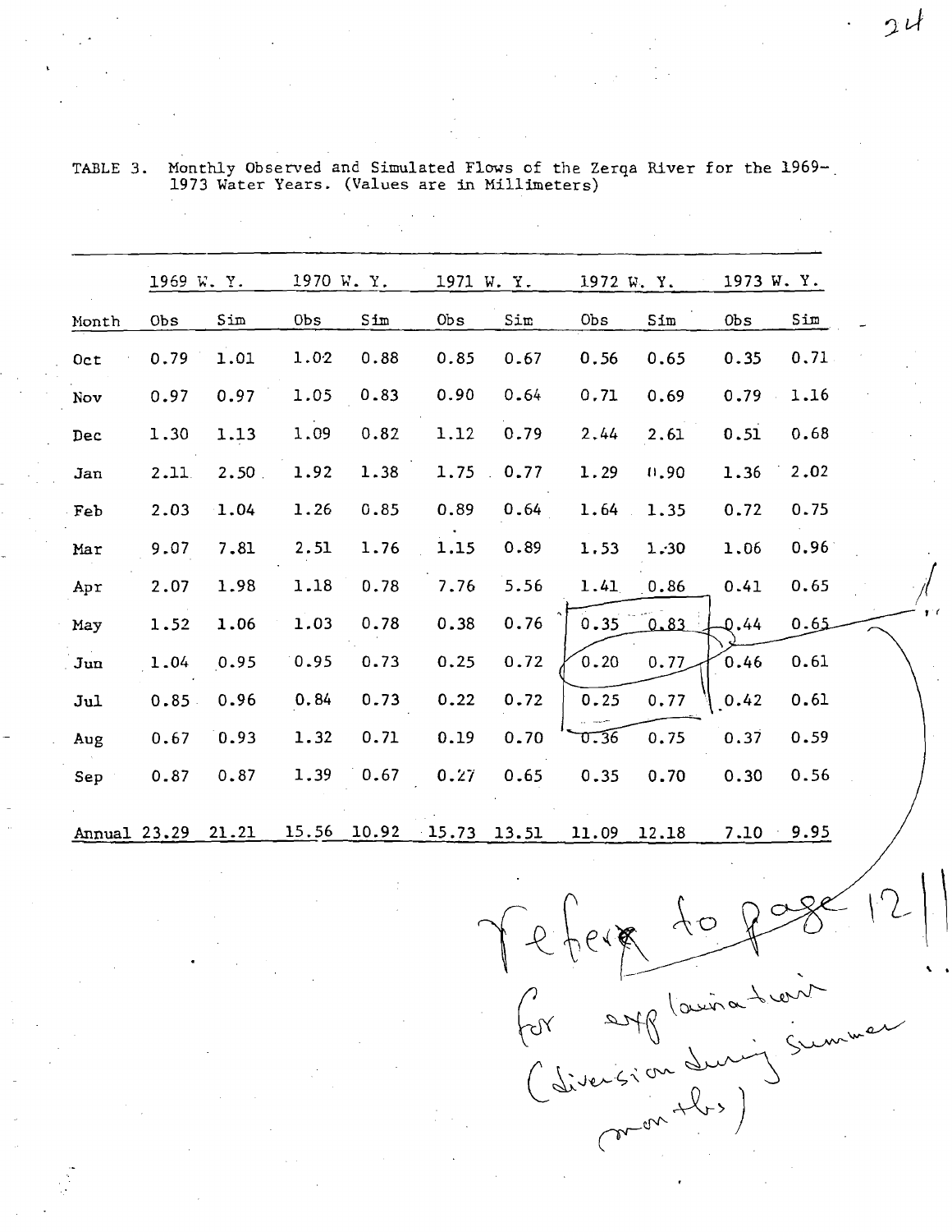TABLE 3. Monthly Observed and Simulated Flows of the Zerqa River for the 1969-1973 Water Years. (Values are in Millimeters)

| | 1969 W. Y. | | 1970 W. Y. | | 1971 W. Y. | | 1972 W. Y. | | 1973 W. Y. | |
|---|---|---|---|---|---|---|---|---|---|---|
| Month | Obs | Sim | Obs | Sim | Obs | Sim | Obs | Sim | Obs | Sim |
| Oct | 0.79 | 1.01 | 1.02 | 0.88 | 0.85 | 0.67 | 0.56 | 0.65 | 0.35 | 0.71 |
| Nov | 0.97 | 0.97 | 1.05 | 0.83 | 0.90 | 0.64 | 0.71 | 0.69 | 0.79 | 1.16 |
| Dec | 1.30 | 1.13 | 1.09 | 0.82 | 1.12 | 0.79 | 2.44 | 2.61 | 0.51 | 0.68 |
| Jan | 2.11 | 2.50 | 1.92 | 1.38 | 1.75 | 0.77 | 1.29 | 1.90 | 1.36 | 2.02 |
| Feb | 2.03 | 1.04 | 1.26 | 0.85 | 0.89 | 0.64 | 1.64 | 1.35 | 0.72 | 0.75 |
| Mar | 9.07 | 7.81 | 2.51 | 1.76 | 1.15 | 0.89 | 1.53 | 1.30 | 1.06 | 0.96 |
| Apr | 2.07 | 1.98 | 1.18 | 0.78 | 7.76 | 5.56 | 1.41 | 0.86 | 0.41 | 0.65 |
| May | 1.52 | 1.06 | 1.03 | 0.78 | 0.38 | 0.76 | 0.35 | 0.83 | 0.44 | 0.65 |
| Jun | 1.04 | 0.95 | 0.95 | 0.73 | 0.25 | 0.72 | 0.20 | 0.77 | 0.46 | 0.61 |
| Jul | 0.85 | 0.96 | 0.84 | 0.73 | 0.22 | 0.72 | 0.25 | 0.77 | 0.42 | 0.61 |
| Aug | 0.67 | 0.93 | 1.32 | 0.71 | 0.19 | 0.70 | 0.36 | 0.75 | 0.37 | 0.59 |
| Sep | 0.87 | 0.87 | 1.39 | 0.67 | 0.27 | 0.65 | 0.35 | 0.70 | 0.30 | 0.56 |
| Annual | 23.29 | 21.21 | 15.56 | 10.92 | 15.73 | 13.51 | 11.09 | 12.18 | 7.10 | 9.95 |

refer to page 12 for explanation (diversion during summer months)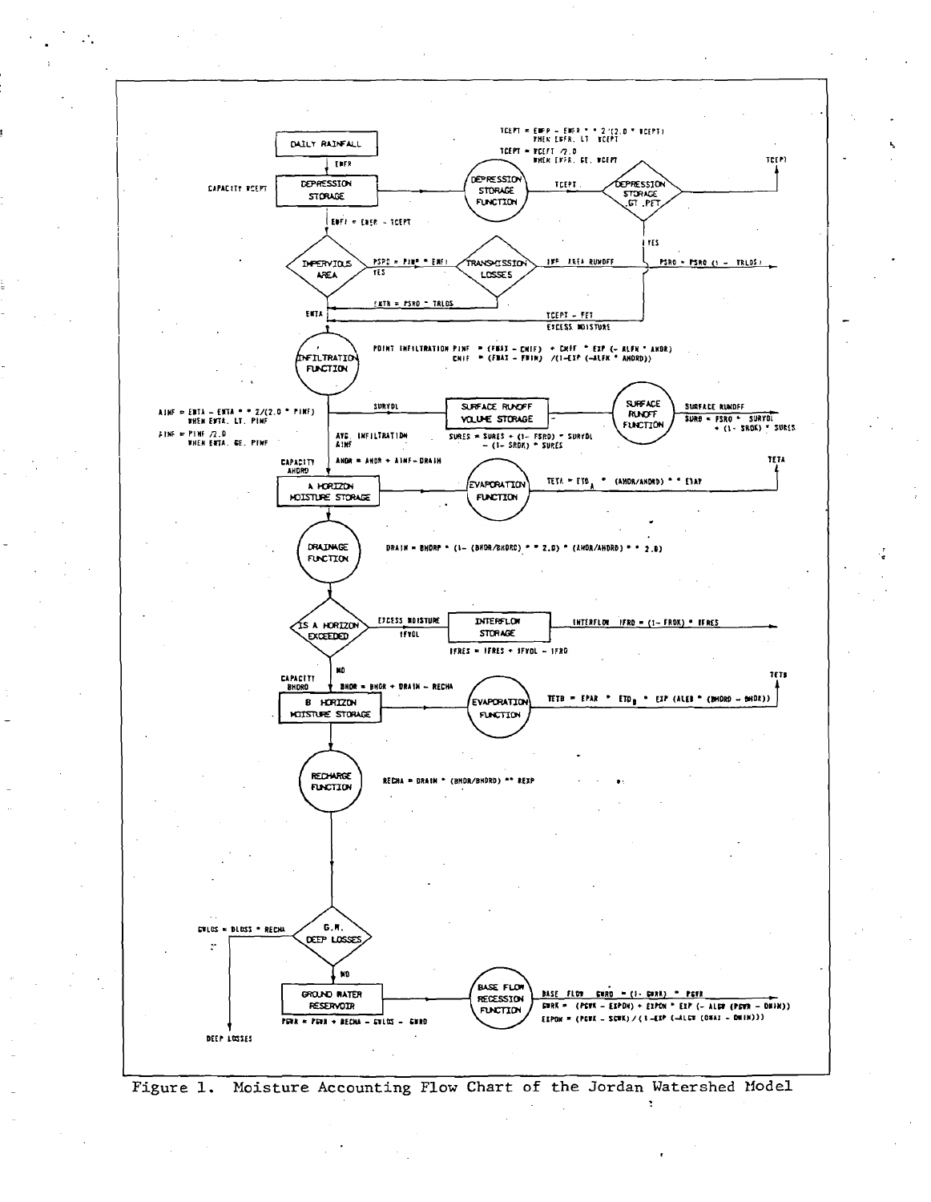```
DAILY RAINFALL
    | EWFR
DEPRESSION STORAGE (CAPACITY WCEPT) ---> DEPRESSION STORAGE FUNCTION ---TCEPT---> DEPRESSION STORAGE .GT. PET ---> TCEPT
    TCEPT = EWFR - EWFR ** 2/(2.0 * WCEPT)
        WHEN EWFR. LT. WCEPT
    TCEPT = WCEPT /2.0
        WHEN EWFR. GE. WCEPT
    | EWFI = EWFR - TCEPT
IMPERVIOUS AREA --YES-- PSPC = PIMP * EWFI ---> TRANSMISSION LOSSES ---IMP. AREA RUNOFF---> PSRO = PSRO (1 - TRLOS)
    ENTR = PSRO * TRLOS
    ENTA
    TCEPT - PET  EXCESS MOISTURE (YES)
INFILTRATION FUNCTION
    POINT INFILTRATION PINF = (FMAX - CNIF) + CNIF * EXP (- ALFK * AHOR)
                       CNIF = (FMAX - FMIN) /(1-EXP (-ALFK * AHORD))
    AINF = ENTA - ENTA ** 2/(2.0 * PINF)
        WHEN ENTA. LT. PINF
    AINF = PINF /2.0
        WHEN ENTA. GE. PINF
    ---SURVOL---> SURFACE RUNOFF VOLUME STORAGE ---> SURFACE RUNOFF FUNCTION ---SURFACE RUNOFF--->
        SURES = SURES + (1- FSRO) * SURVOL - (1- SROK) * SURES
        SURO = FSRO * SURVOL + (1- SROK) * SURES
    | AVG. INFILTRATION AINF
    AHOR = AHOR + AINF - DRAIN
A HORIZON MOISTURE STORAGE (CAPACITY AHORD) ---> EVAPORATION FUNCTION ---> TETA
    TETA = ETD_A * (AHOR/AHORD) ** ETAP
DRAINAGE FUNCTION
    DRAIN = BHORP * (1- (BHOR/BHORD) ** 2.0) * (AHOR/AHORD) ** 2.0)
IS A HORIZON EXCEEDED ---EXCESS MOISTURE IFVOL---> INTERFLOW STORAGE ---INTERFLOW IFRO = (1- FROK) * IFRES--->
    IFRES = IFRES + IFVOL - IFRO
    | NO
    BHOR = BHOR + DRAIN - RECHA
B HORIZON MOISTURE STORAGE (CAPACITY BHORD) ---> EVAPORATION FUNCTION ---> TETB
    TETB = EPAR * ETD_B * EXP (ALEB * (BHORD - BHOR))
RECHARGE FUNCTION
    RECHA = DRAIN * (BHOR/BHORD) ** REXP
G.W. DEEP LOSSES ---> GWLOS = DLOSS * RECHA ---> DEEP LOSSES
    | NO
GROUND WATER RESERVOIR ---> BASE FLOW RECESSION FUNCTION ---> BASE FLOW GWRO = (1- GWRK) * PGWR
    PGWR = PGWR + RECHA - GWLOS - GWRO
    GWRK = (PGWK - EXPON) + EXPON * EXP (- ALGW (PGWR - GMIN))
    EXPON = (PGWK - SGWK) / (1 -EXP (-ALGW (GMAX - GMIN)))
```

Figure 1. Moisture Accounting Flow Chart of the Jordan Watershed Model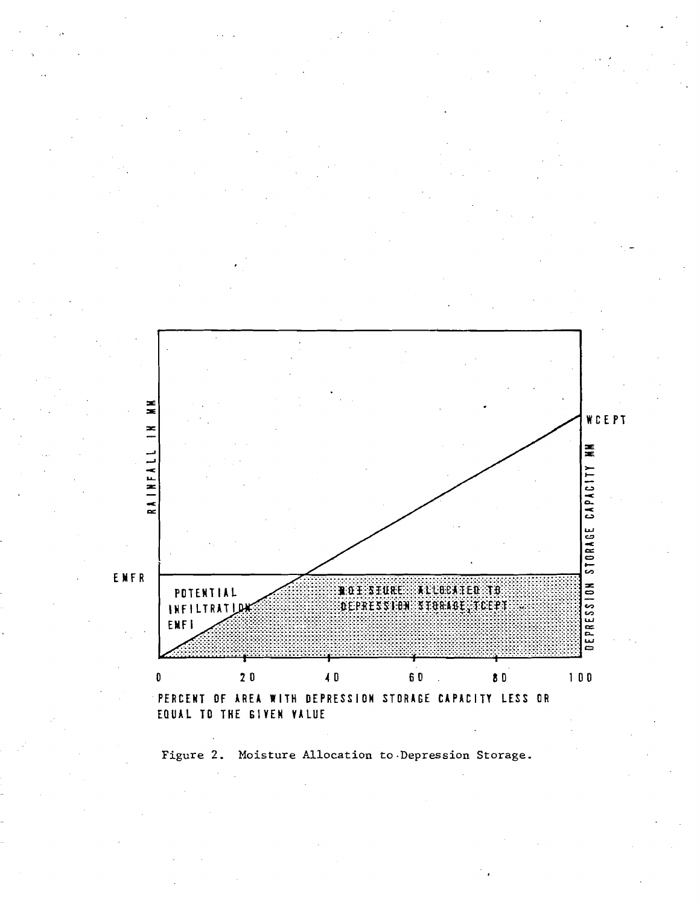Figure 2. Moisture Allocation to Depression Storage.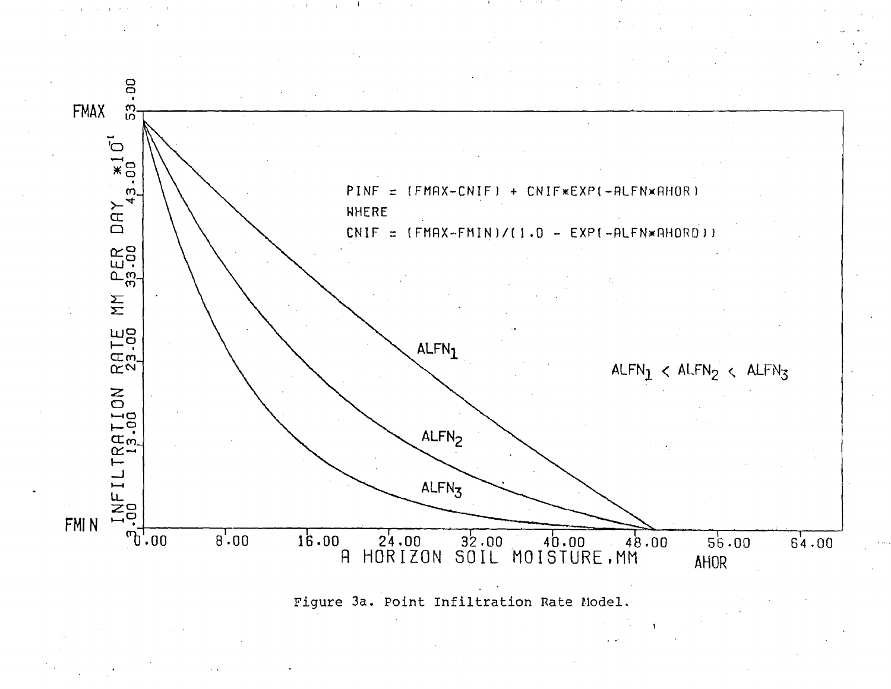PINF = (FMAX-CNIF) + CNIF*EXP(-ALFN*AHOR)

WHERE

CNIF = (FMAX-FMIN)/(1.0 - EXP(-ALFN*AHORD))

$ALFN_1 < ALFN_2 < ALFN_3$

Figure 3a. Point Infiltration Rate Model.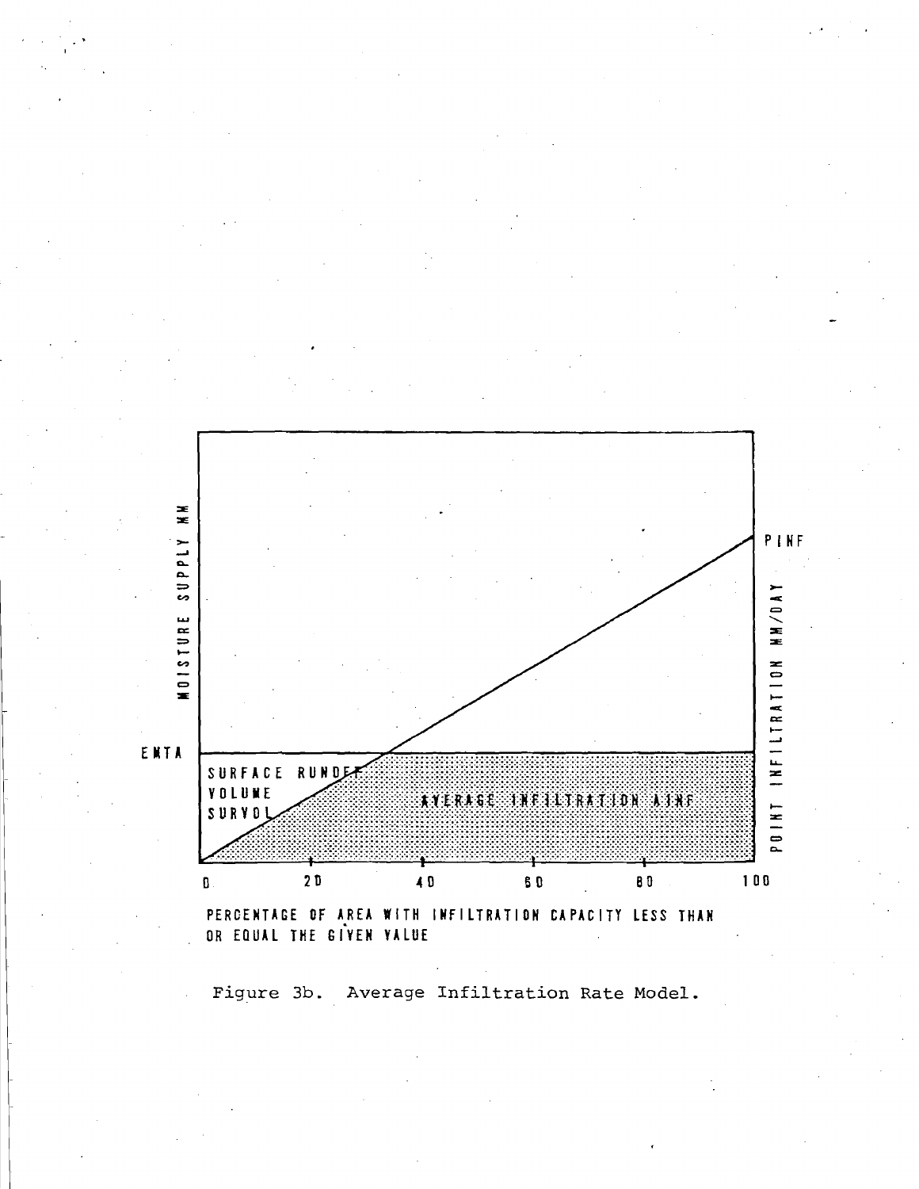Figure 3b. Average Infiltration Rate Model.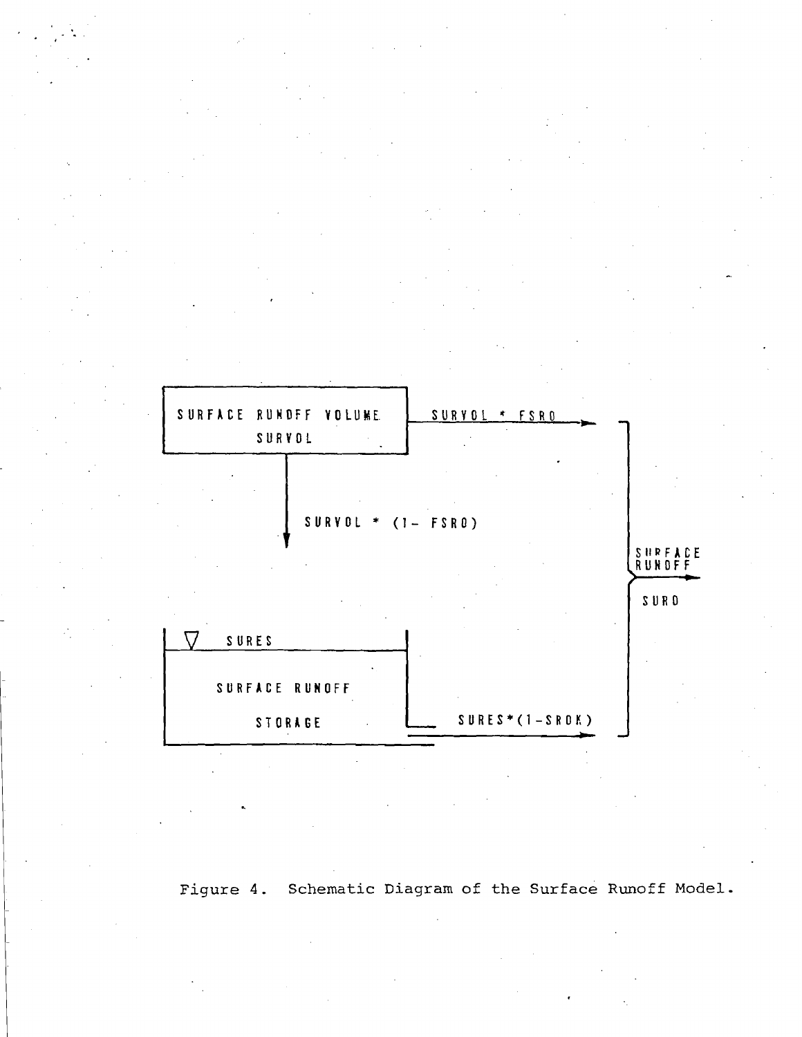SURFACE RUNOFF VOLUME
SURVOL

SURVOL * FSRO

SURVOL * (1- FSRO)

SURFACE RUNOFF

SURO

SURES

SURFACE RUNOFF STORAGE

SURES*(1-SROK)

Figure 4. Schematic Diagram of the Surface Runoff Model.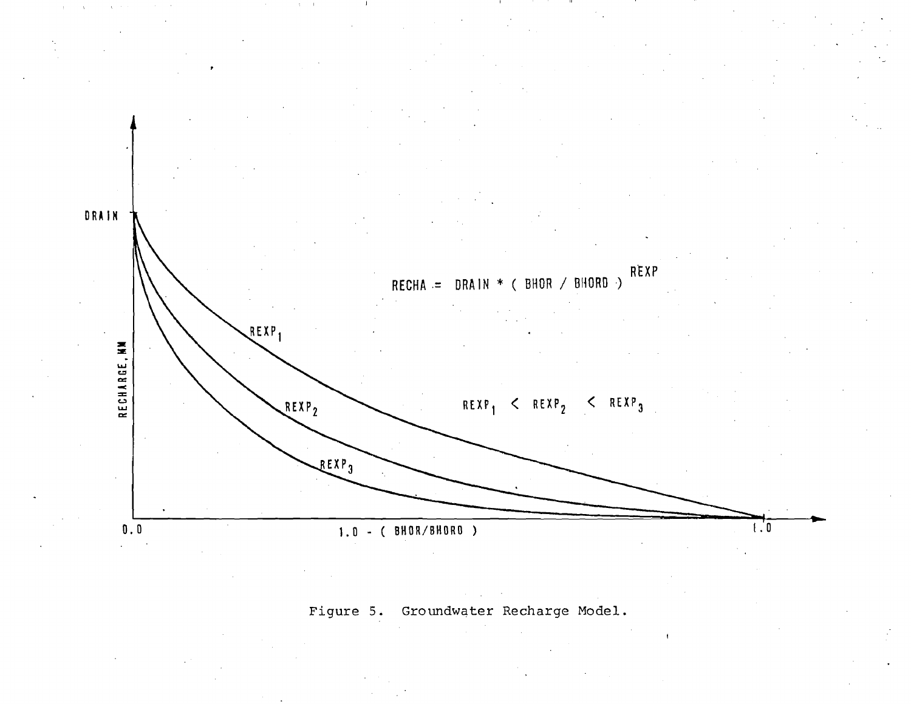DRAIN

RECHARGE, MM

$$RECHA = DRAIN * ( BHOR / BHORO )^{REXP}$$

$REXP_1$

$REXP_2$

$REXP_3$

$REXP_1 < REXP_2 < REXP_3$

0.0 1.0 - ( BHOR/BHORO ) 1.0

Figure 5. Groundwater Recharge Model.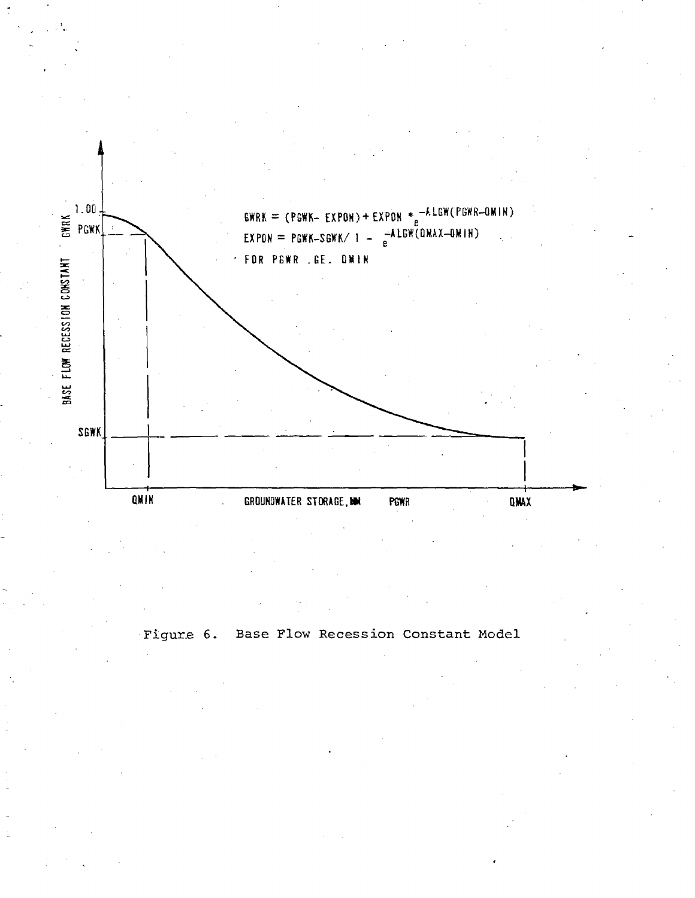$$GWRK = (PGWK - EXPON) + EXPON * e^{-ALGW(PGWR-QMIN)}$$

$$EXPON = PGWK - SGWK / 1 - e^{-ALGW(QMAX-QMIN)}$$

FOR PGWR .GE. QMIN

BASE FLOW RECESSION CONSTANT GWRK

1.00

PGWK

SGWK

QMIN

GROUNDWATER STORAGE, MM PGWR

QMAX

Figure 6. Base Flow Recession Constant Model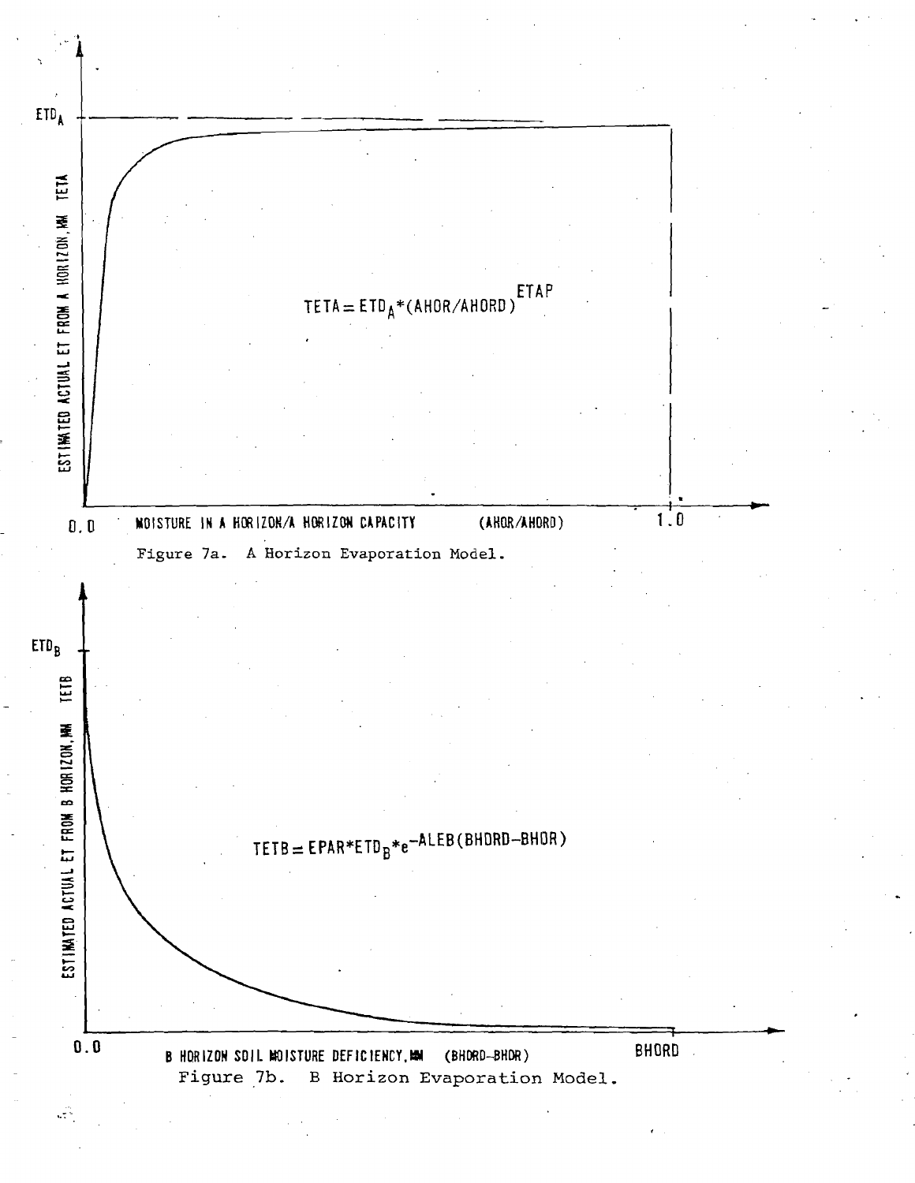$$TETA = ETD_A * (AHOR/AHORD)^{ETAP}$$

Figure 7a. A Horizon Evaporation Model.

$$TETB = EPAR * ETD_B * e^{-ALEB(BHORD-BHOR)}$$

Figure 7b. B Horizon Evaporation Model.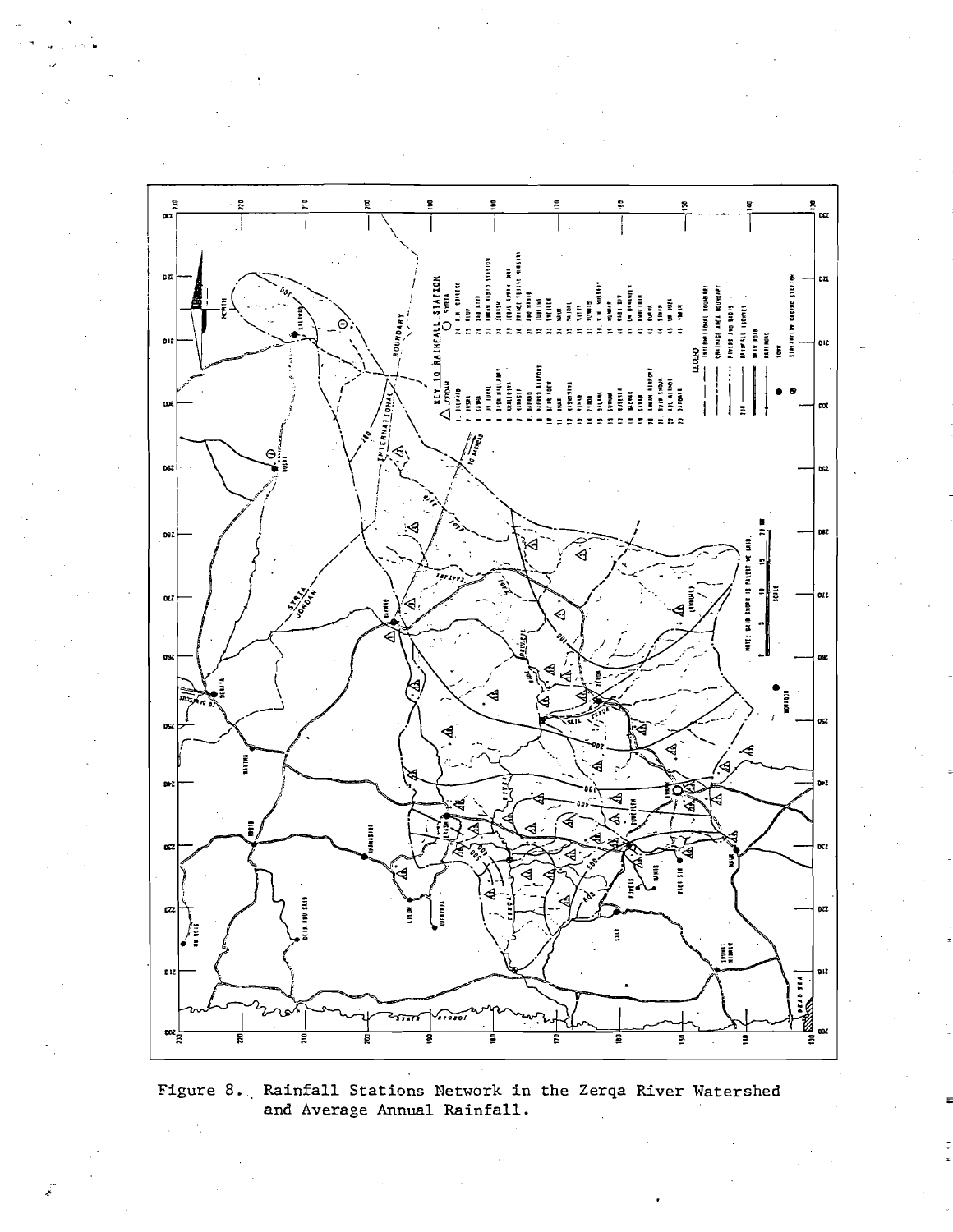Figure 8. Rainfall Stations Network in the Zerqa River Watershed and Average Annual Rainfall.